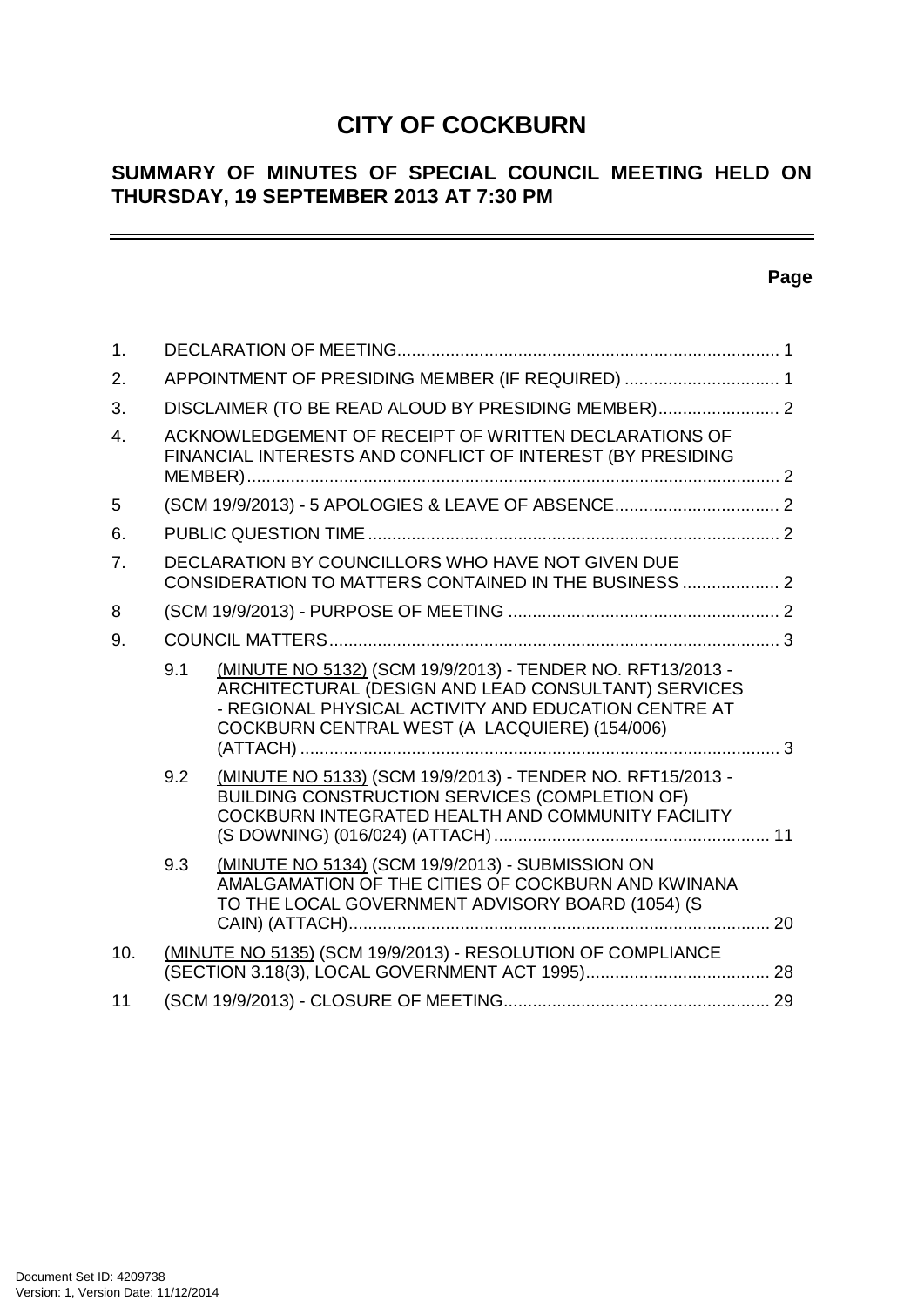# CITY OF COCKBURN

## SUMMARY OF MINUTES OF SPECIAL COUNCIL MEETING HELD ON THURSDAY, 19 SEPTEMBER 2013 AT 7:30 PM

**Page**

| | | | |
|---|---|---|---|
| 1. | DECLARATION OF MEETING | | 1 |
| 2. | APPOINTMENT OF PRESIDING MEMBER (IF REQUIRED) | | 1 |
| 3. | DISCLAIMER (TO BE READ ALOUD BY PRESIDING MEMBER) | | 2 |
| 4. | ACKNOWLEDGEMENT OF RECEIPT OF WRITTEN DECLARATIONS OF FINANCIAL INTERESTS AND CONFLICT OF INTEREST (BY PRESIDING MEMBER) | | 2 |
| 5 | (SCM 19/9/2013) - 5 APOLOGIES & LEAVE OF ABSENCE | | 2 |
| 6. | PUBLIC QUESTION TIME | | 2 |
| 7. | DECLARATION BY COUNCILLORS WHO HAVE NOT GIVEN DUE CONSIDERATION TO MATTERS CONTAINED IN THE BUSINESS | | 2 |
| 8 | (SCM 19/9/2013) - PURPOSE OF MEETING | | 2 |
| 9. | COUNCIL MATTERS | | 3 |
| | 9.1 | (MINUTE NO 5132) (SCM 19/9/2013) - TENDER NO. RFT13/2013 - ARCHITECTURAL (DESIGN AND LEAD CONSULTANT) SERVICES - REGIONAL PHYSICAL ACTIVITY AND EDUCATION CENTRE AT COCKBURN CENTRAL WEST (A LACQUIERE) (154/006) (ATTACH) | 3 |
| | 9.2 | (MINUTE NO 5133) (SCM 19/9/2013) - TENDER NO. RFT15/2013 - BUILDING CONSTRUCTION SERVICES (COMPLETION OF) COCKBURN INTEGRATED HEALTH AND COMMUNITY FACILITY (S DOWNING) (016/024) (ATTACH) | 11 |
| | 9.3 | (MINUTE NO 5134) (SCM 19/9/2013) - SUBMISSION ON AMALGAMATION OF THE CITIES OF COCKBURN AND KWINANA TO THE LOCAL GOVERNMENT ADVISORY BOARD (1054) (S CAIN) (ATTACH) | 20 |
| 10. | (MINUTE NO 5135) (SCM 19/9/2013) - RESOLUTION OF COMPLIANCE (SECTION 3.18(3), LOCAL GOVERNMENT ACT 1995) | | 28 |
| 11 | (SCM 19/9/2013) - CLOSURE OF MEETING | | 29 |

Document Set ID: 4209738
Version: 1, Version Date: 11/12/2014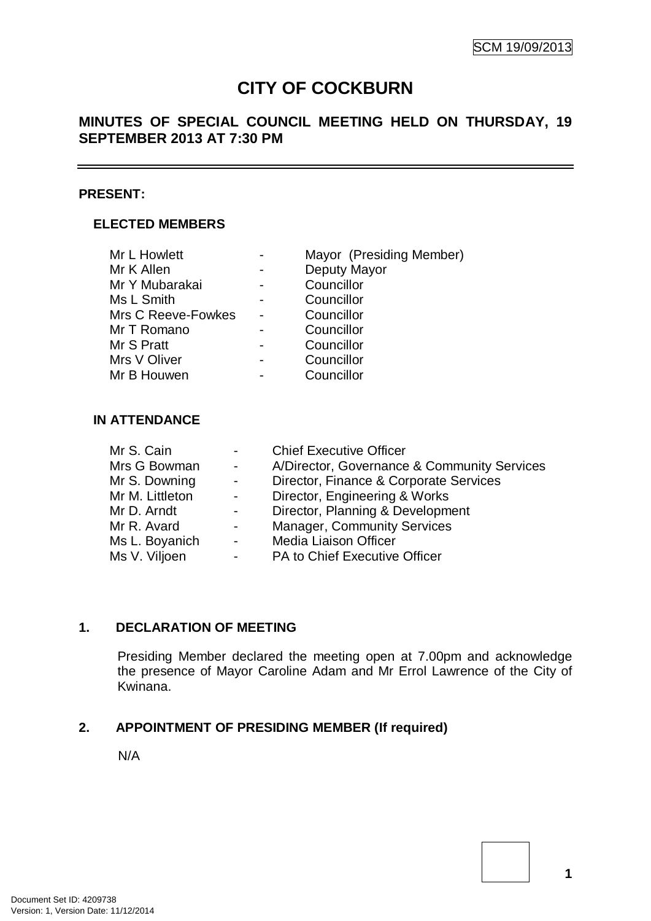SCM 19/09/2013

# CITY OF COCKBURN

## MINUTES OF SPECIAL COUNCIL MEETING HELD ON THURSDAY, 19 SEPTEMBER 2013 AT 7:30 PM

**PRESENT:**

**ELECTED MEMBERS**

| | | |
|---|---|---|
| Mr L Howlett | - | Mayor (Presiding Member) |
| Mr K Allen | - | Deputy Mayor |
| Mr Y Mubarakai | - | Councillor |
| Ms L Smith | - | Councillor |
| Mrs C Reeve-Fowkes | - | Councillor |
| Mr T Romano | - | Councillor |
| Mr S Pratt | - | Councillor |
| Mrs V Oliver | - | Councillor |
| Mr B Houwen | - | Councillor |

**IN ATTENDANCE**

| | | |
|---|---|---|
| Mr S. Cain | - | Chief Executive Officer |
| Mrs G Bowman | - | A/Director, Governance & Community Services |
| Mr S. Downing | - | Director, Finance & Corporate Services |
| Mr M. Littleton | - | Director, Engineering & Works |
| Mr D. Arndt | - | Director, Planning & Development |
| Mr R. Avard | - | Manager, Community Services |
| Ms L. Boyanich | - | Media Liaison Officer |
| Ms V. Viljoen | - | PA to Chief Executive Officer |

### 1. DECLARATION OF MEETING

Presiding Member declared the meeting open at 7.00pm and acknowledge the presence of Mayor Caroline Adam and Mr Errol Lawrence of the City of Kwinana.

### 2. APPOINTMENT OF PRESIDING MEMBER (If required)

N/A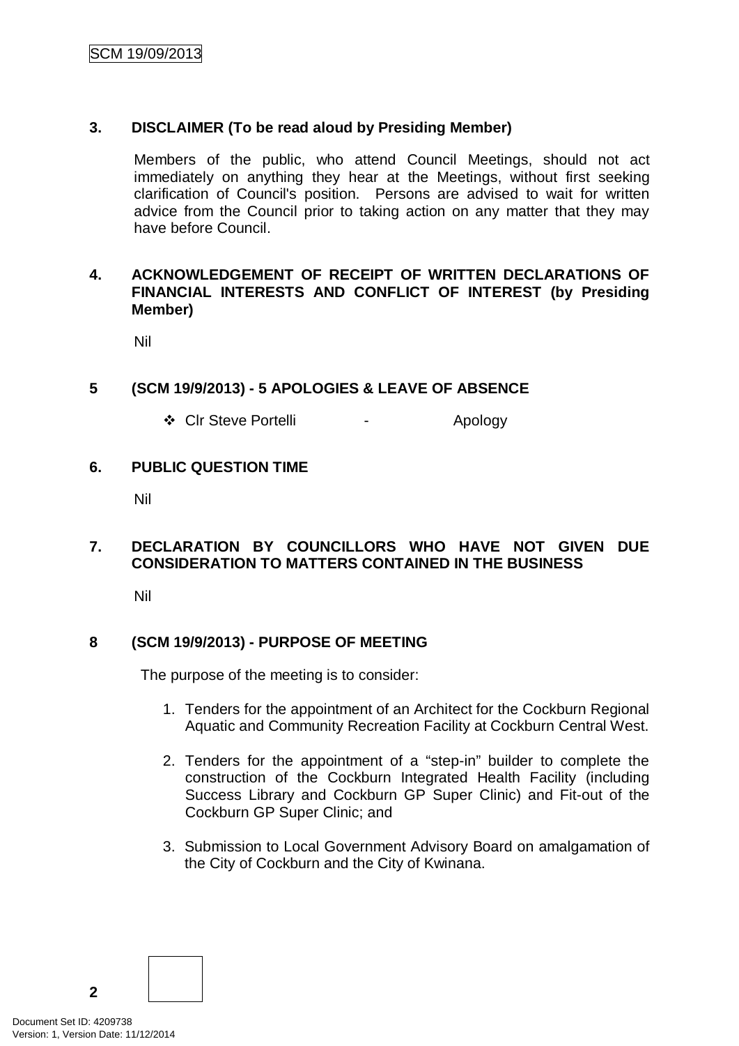## 3. DISCLAIMER (To be read aloud by Presiding Member)

Members of the public, who attend Council Meetings, should not act immediately on anything they hear at the Meetings, without first seeking clarification of Council's position. Persons are advised to wait for written advice from the Council prior to taking action on any matter that they may have before Council.

## 4. ACKNOWLEDGEMENT OF RECEIPT OF WRITTEN DECLARATIONS OF FINANCIAL INTERESTS AND CONFLICT OF INTEREST (by Presiding Member)

Nil

## 5 (SCM 19/9/2013) - 5 APOLOGIES & LEAVE OF ABSENCE

- Clr Steve Portelli - Apology

## 6. PUBLIC QUESTION TIME

Nil

## 7. DECLARATION BY COUNCILLORS WHO HAVE NOT GIVEN DUE CONSIDERATION TO MATTERS CONTAINED IN THE BUSINESS

Nil

## 8 (SCM 19/9/2013) - PURPOSE OF MEETING

The purpose of the meeting is to consider:

1. Tenders for the appointment of an Architect for the Cockburn Regional Aquatic and Community Recreation Facility at Cockburn Central West.
2. Tenders for the appointment of a "step-in" builder to complete the construction of the Cockburn Integrated Health Facility (including Success Library and Cockburn GP Super Clinic) and Fit-out of the Cockburn GP Super Clinic; and
3. Submission to Local Government Advisory Board on amalgamation of the City of Cockburn and the City of Kwinana.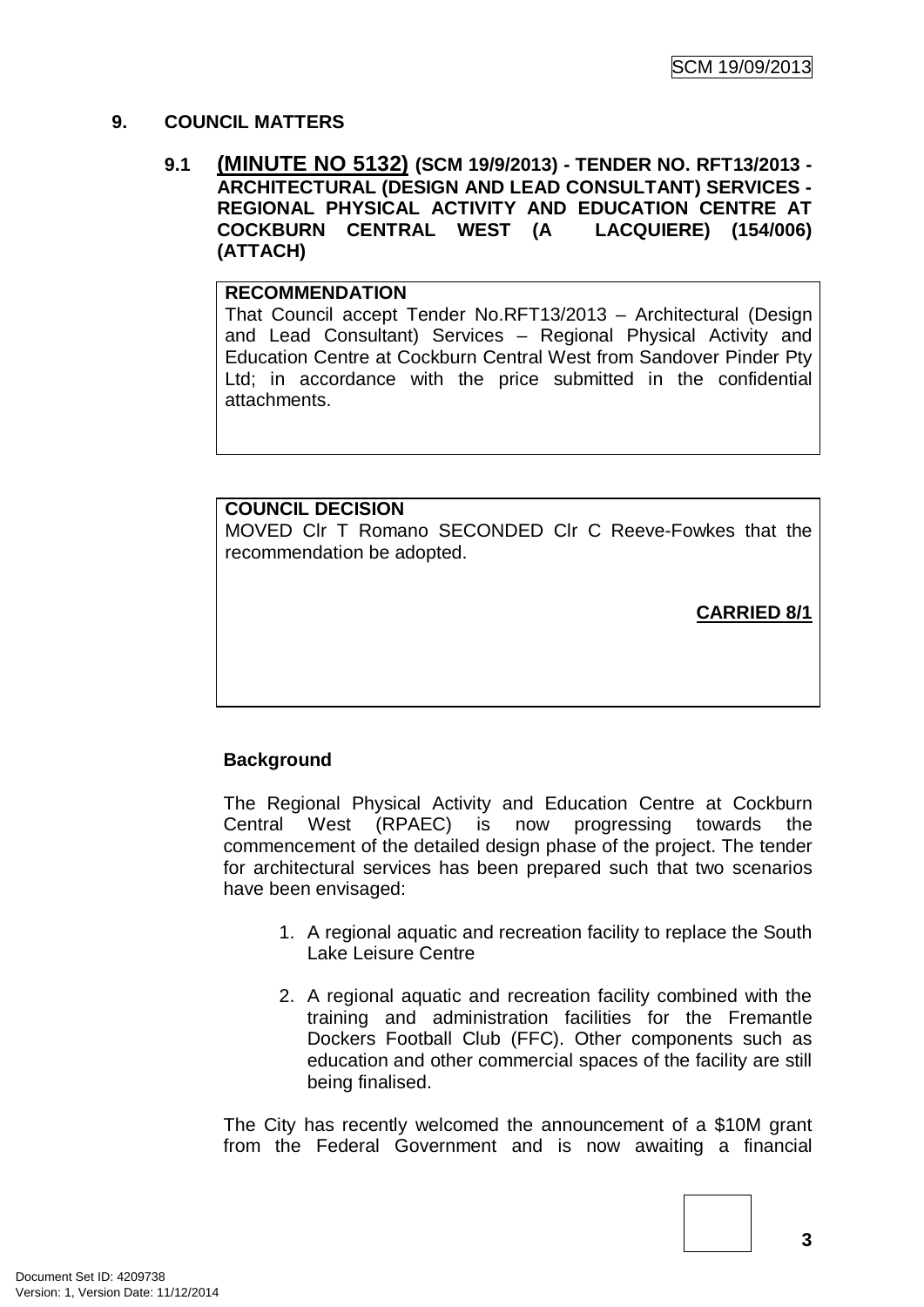## 9. COUNCIL MATTERS

### 9.1 (MINUTE NO 5132) (SCM 19/9/2013) - TENDER NO. RFT13/2013 - ARCHITECTURAL (DESIGN AND LEAD CONSULTANT) SERVICES - REGIONAL PHYSICAL ACTIVITY AND EDUCATION CENTRE AT COCKBURN CENTRAL WEST (A LACQUIERE) (154/006) (ATTACH)

**RECOMMENDATION**

That Council accept Tender No.RFT13/2013 – Architectural (Design and Lead Consultant) Services – Regional Physical Activity and Education Centre at Cockburn Central West from Sandover Pinder Pty Ltd; in accordance with the price submitted in the confidential attachments.

**COUNCIL DECISION**

MOVED Clr T Romano SECONDED Clr C Reeve-Fowkes that the recommendation be adopted.

**CARRIED 8/1**

**Background**

The Regional Physical Activity and Education Centre at Cockburn Central West (RPAEC) is now progressing towards the commencement of the detailed design phase of the project. The tender for architectural services has been prepared such that two scenarios have been envisaged:

1. A regional aquatic and recreation facility to replace the South Lake Leisure Centre
2. A regional aquatic and recreation facility combined with the training and administration facilities for the Fremantle Dockers Football Club (FFC). Other components such as education and other commercial spaces of the facility are still being finalised.

The City has recently welcomed the announcement of a $10M grant from the Federal Government and is now awaiting a financial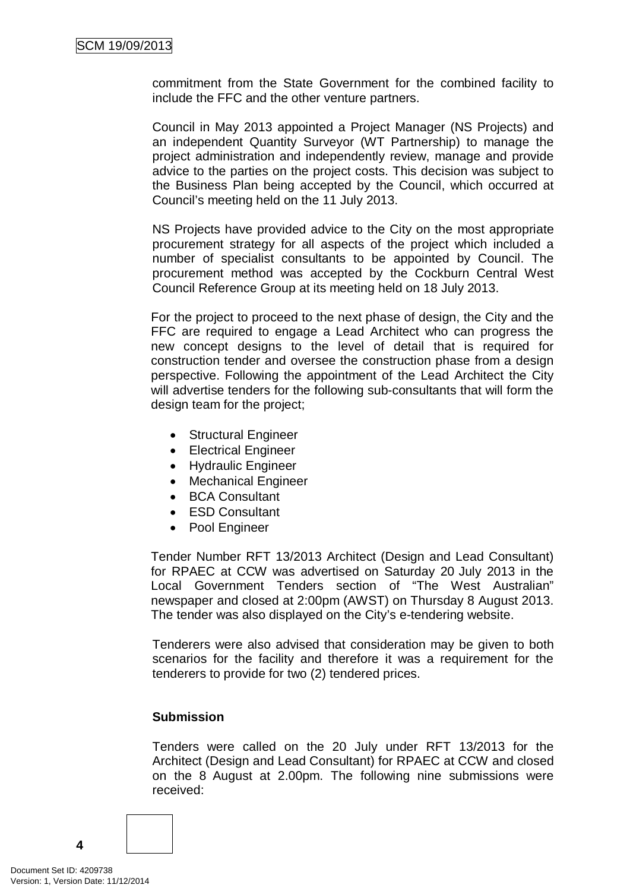commitment from the State Government for the combined facility to include the FFC and the other venture partners.

Council in May 2013 appointed a Project Manager (NS Projects) and an independent Quantity Surveyor (WT Partnership) to manage the project administration and independently review, manage and provide advice to the parties on the project costs. This decision was subject to the Business Plan being accepted by the Council, which occurred at Council's meeting held on the 11 July 2013.

NS Projects have provided advice to the City on the most appropriate procurement strategy for all aspects of the project which included a number of specialist consultants to be appointed by Council. The procurement method was accepted by the Cockburn Central West Council Reference Group at its meeting held on 18 July 2013.

For the project to proceed to the next phase of design, the City and the FFC are required to engage a Lead Architect who can progress the new concept designs to the level of detail that is required for construction tender and oversee the construction phase from a design perspective. Following the appointment of the Lead Architect the City will advertise tenders for the following sub-consultants that will form the design team for the project;

- Structural Engineer
- Electrical Engineer
- Hydraulic Engineer
- Mechanical Engineer
- BCA Consultant
- ESD Consultant
- Pool Engineer

Tender Number RFT 13/2013 Architect (Design and Lead Consultant) for RPAEC at CCW was advertised on Saturday 20 July 2013 in the Local Government Tenders section of "The West Australian" newspaper and closed at 2:00pm (AWST) on Thursday 8 August 2013. The tender was also displayed on the City's e-tendering website.

Tenderers were also advised that consideration may be given to both scenarios for the facility and therefore it was a requirement for the tenderers to provide for two (2) tendered prices.

**Submission**

Tenders were called on the 20 July under RFT 13/2013 for the Architect (Design and Lead Consultant) for RPAEC at CCW and closed on the 8 August at 2.00pm. The following nine submissions were received: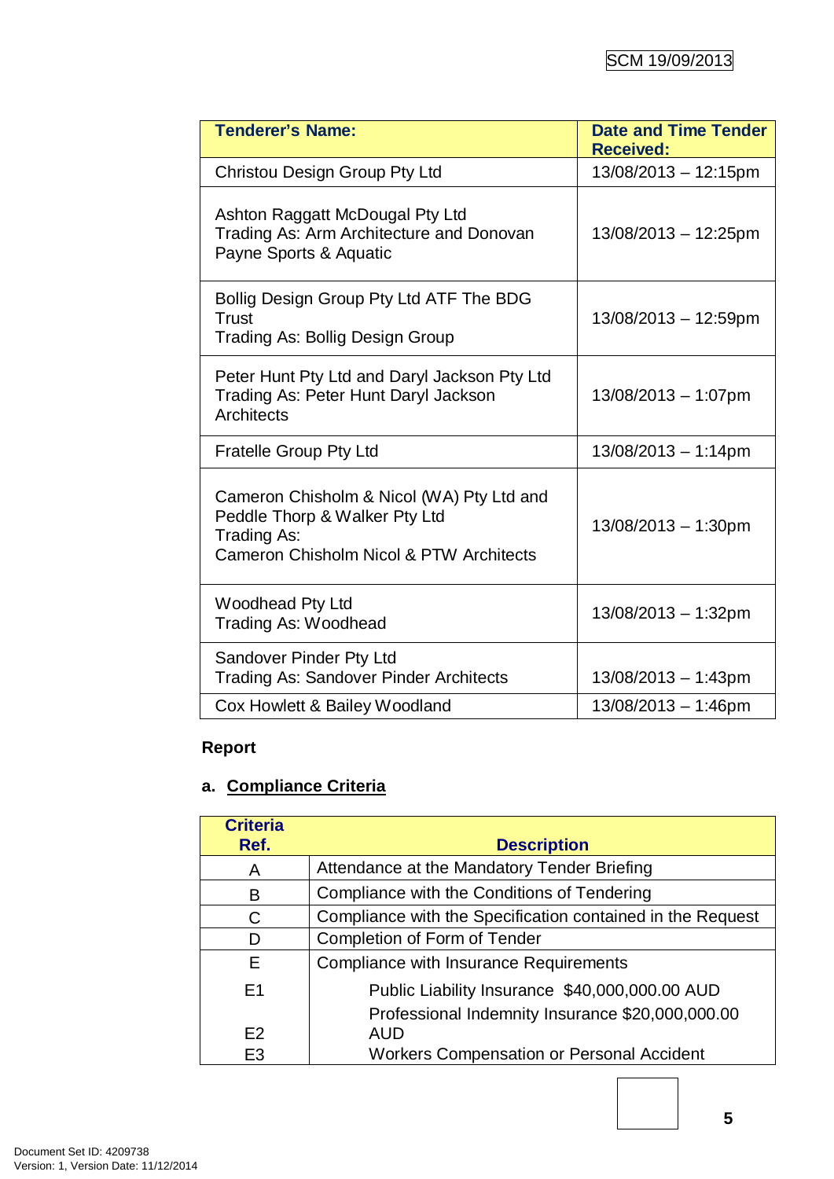| Tenderer's Name: | Date and Time Tender Received: |
|---|---|
| Christou Design Group Pty Ltd | 13/08/2013 – 12:15pm |
| Ashton Raggatt McDougal Pty Ltd<br>Trading As: Arm Architecture and Donovan Payne Sports & Aquatic | 13/08/2013 – 12:25pm |
| Bollig Design Group Pty Ltd ATF The BDG Trust<br>Trading As: Bollig Design Group | 13/08/2013 – 12:59pm |
| Peter Hunt Pty Ltd and Daryl Jackson Pty Ltd<br>Trading As: Peter Hunt Daryl Jackson Architects | 13/08/2013 – 1:07pm |
| Fratelle Group Pty Ltd | 13/08/2013 – 1:14pm |
| Cameron Chisholm & Nicol (WA) Pty Ltd and Peddle Thorp & Walker Pty Ltd<br>Trading As:<br>Cameron Chisholm Nicol & PTW Architects | 13/08/2013 – 1:30pm |
| Woodhead Pty Ltd<br>Trading As: Woodhead | 13/08/2013 – 1:32pm |
| Sandover Pinder Pty Ltd<br>Trading As: Sandover Pinder Architects | 13/08/2013 – 1:43pm |
| Cox Howlett & Bailey Woodland | 13/08/2013 – 1:46pm |

**Report**

**a. Compliance Criteria**

| Criteria Ref. | Description |
|---|---|
| A | Attendance at the Mandatory Tender Briefing |
| B | Compliance with the Conditions of Tendering |
| C | Compliance with the Specification contained in the Request |
| D | Completion of Form of Tender |
| E | Compliance with Insurance Requirements |
| E1 | Public Liability Insurance $40,000,000.00 AUD |
| E2 | Professional Indemnity Insurance $20,000,000.00 AUD |
| E3 | Workers Compensation or Personal Accident |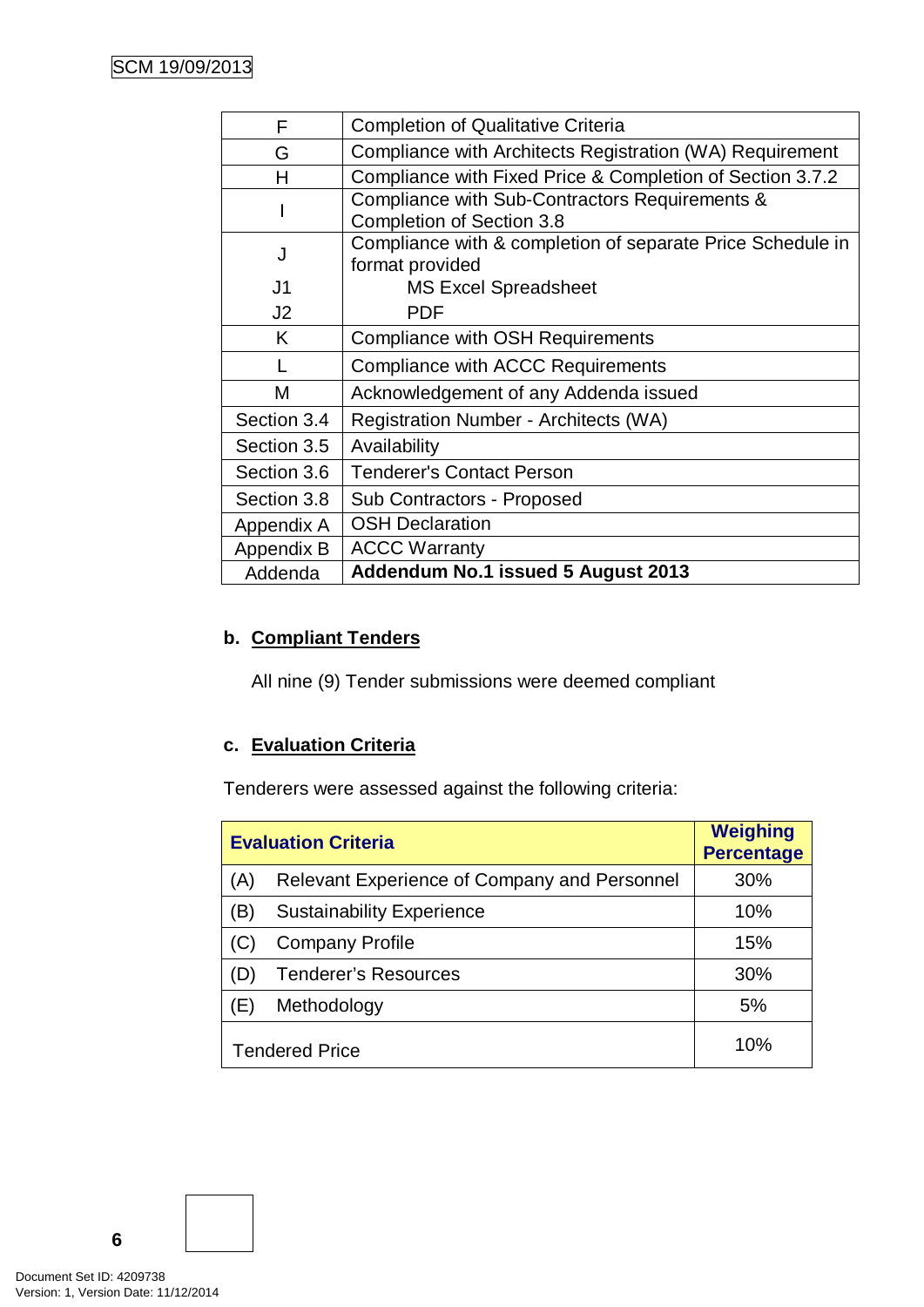| | |
|---|---|
| F | Completion of Qualitative Criteria |
| G | Compliance with Architects Registration (WA) Requirement |
| H | Compliance with Fixed Price & Completion of Section 3.7.2 |
| I | Compliance with Sub-Contractors Requirements & Completion of Section 3.8 |
| J<br>J1<br>J2 | Compliance with & completion of separate Price Schedule in format provided<br>MS Excel Spreadsheet<br>PDF |
| K | Compliance with OSH Requirements |
| L | Compliance with ACCC Requirements |
| M | Acknowledgement of any Addenda issued |
| Section 3.4 | Registration Number - Architects (WA) |
| Section 3.5 | Availability |
| Section 3.6 | Tenderer's Contact Person |
| Section 3.8 | Sub Contractors - Proposed |
| Appendix A | OSH Declaration |
| Appendix B | ACCC Warranty |
| Addenda | **Addendum No.1 issued 5 August 2013** |

**b. Compliant Tenders**

All nine (9) Tender submissions were deemed compliant

**c. Evaluation Criteria**

Tenderers were assessed against the following criteria:

| Evaluation Criteria | Weighing Percentage |
|---|---|
| (A) Relevant Experience of Company and Personnel | 30% |
| (B) Sustainability Experience | 10% |
| (C) Company Profile | 15% |
| (D) Tenderer's Resources | 30% |
| (E) Methodology | 5% |
| Tendered Price | 10% |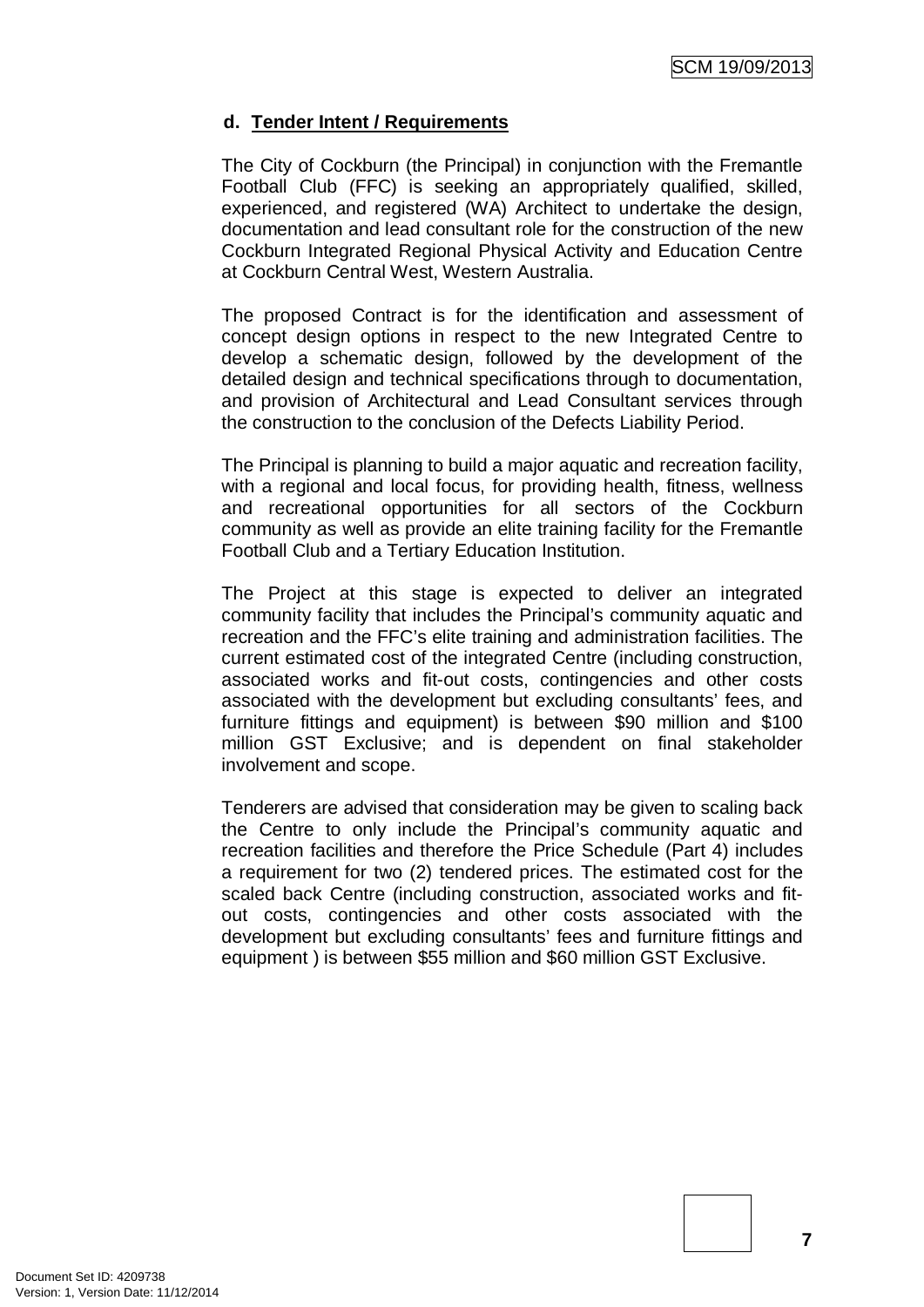### d. Tender Intent / Requirements

The City of Cockburn (the Principal) in conjunction with the Fremantle Football Club (FFC) is seeking an appropriately qualified, skilled, experienced, and registered (WA) Architect to undertake the design, documentation and lead consultant role for the construction of the new Cockburn Integrated Regional Physical Activity and Education Centre at Cockburn Central West, Western Australia.

The proposed Contract is for the identification and assessment of concept design options in respect to the new Integrated Centre to develop a schematic design, followed by the development of the detailed design and technical specifications through to documentation, and provision of Architectural and Lead Consultant services through the construction to the conclusion of the Defects Liability Period.

The Principal is planning to build a major aquatic and recreation facility, with a regional and local focus, for providing health, fitness, wellness and recreational opportunities for all sectors of the Cockburn community as well as provide an elite training facility for the Fremantle Football Club and a Tertiary Education Institution.

The Project at this stage is expected to deliver an integrated community facility that includes the Principal's community aquatic and recreation and the FFC's elite training and administration facilities. The current estimated cost of the integrated Centre (including construction, associated works and fit-out costs, contingencies and other costs associated with the development but excluding consultants' fees, and furniture fittings and equipment) is between $90 million and $100 million GST Exclusive; and is dependent on final stakeholder involvement and scope.

Tenderers are advised that consideration may be given to scaling back the Centre to only include the Principal's community aquatic and recreation facilities and therefore the Price Schedule (Part 4) includes a requirement for two (2) tendered prices. The estimated cost for the scaled back Centre (including construction, associated works and fit-out costs, contingencies and other costs associated with the development but excluding consultants' fees and furniture fittings and equipment ) is between $55 million and $60 million GST Exclusive.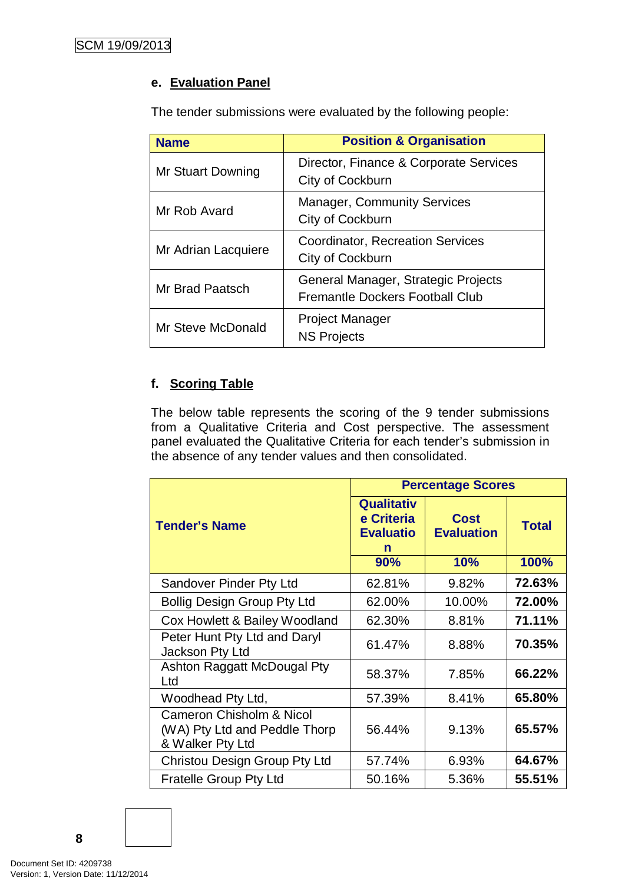### e. Evaluation Panel

The tender submissions were evaluated by the following people:

| Name | Position & Organisation |
|---|---|
| Mr Stuart Downing | Director, Finance & Corporate Services<br>City of Cockburn |
| Mr Rob Avard | Manager, Community Services<br>City of Cockburn |
| Mr Adrian Lacquiere | Coordinator, Recreation Services<br>City of Cockburn |
| Mr Brad Paatsch | General Manager, Strategic Projects<br>Fremantle Dockers Football Club |
| Mr Steve McDonald | Project Manager<br>NS Projects |

### f. Scoring Table

The below table represents the scoring of the 9 tender submissions from a Qualitative Criteria and Cost perspective. The assessment panel evaluated the Qualitative Criteria for each tender's submission in the absence of any tender values and then consolidated.

| Tender's Name | Percentage Scores | | |
|---|---|---|---|
| | Qualitative Criteria Evaluation | Cost Evaluation | Total |
| | 90% | 10% | 100% |
| Sandover Pinder Pty Ltd | 62.81% | 9.82% | **72.63%** |
| Bollig Design Group Pty Ltd | 62.00% | 10.00% | **72.00%** |
| Cox Howlett & Bailey Woodland | 62.30% | 8.81% | **71.11%** |
| Peter Hunt Pty Ltd and Daryl Jackson Pty Ltd | 61.47% | 8.88% | **70.35%** |
| Ashton Raggatt McDougal Pty Ltd | 58.37% | 7.85% | **66.22%** |
| Woodhead Pty Ltd, | 57.39% | 8.41% | **65.80%** |
| Cameron Chisholm & Nicol (WA) Pty Ltd and Peddle Thorp & Walker Pty Ltd | 56.44% | 9.13% | **65.57%** |
| Christou Design Group Pty Ltd | 57.74% | 6.93% | **64.67%** |
| Fratelle Group Pty Ltd | 50.16% | 5.36% | **55.51%** |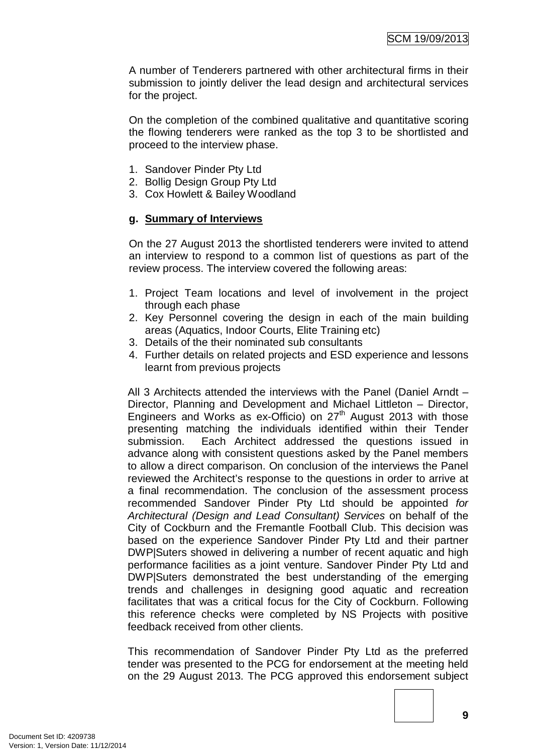A number of Tenderers partnered with other architectural firms in their submission to jointly deliver the lead design and architectural services for the project.

On the completion of the combined qualitative and quantitative scoring the flowing tenderers were ranked as the top 3 to be shortlisted and proceed to the interview phase.

1. Sandover Pinder Pty Ltd
2. Bollig Design Group Pty Ltd
3. Cox Howlett & Bailey Woodland

**g. <u>Summary of Interviews</u>**

On the 27 August 2013 the shortlisted tenderers were invited to attend an interview to respond to a common list of questions as part of the review process. The interview covered the following areas:

1. Project Team locations and level of involvement in the project through each phase
2. Key Personnel covering the design in each of the main building areas (Aquatics, Indoor Courts, Elite Training etc)
3. Details of the their nominated sub consultants
4. Further details on related projects and ESD experience and lessons learnt from previous projects

All 3 Architects attended the interviews with the Panel (Daniel Arndt – Director, Planning and Development and Michael Littleton – Director, Engineers and Works as ex-Officio) on 27th August 2013 with those presenting matching the individuals identified within their Tender submission. Each Architect addressed the questions issued in advance along with consistent questions asked by the Panel members to allow a direct comparison. On conclusion of the interviews the Panel reviewed the Architect's response to the questions in order to arrive at a final recommendation. The conclusion of the assessment process recommended Sandover Pinder Pty Ltd should be appointed *for Architectural (Design and Lead Consultant) Services* on behalf of the City of Cockburn and the Fremantle Football Club. This decision was based on the experience Sandover Pinder Pty Ltd and their partner DWP|Suters showed in delivering a number of recent aquatic and high performance facilities as a joint venture. Sandover Pinder Pty Ltd and DWP|Suters demonstrated the best understanding of the emerging trends and challenges in designing good aquatic and recreation facilitates that was a critical focus for the City of Cockburn. Following this reference checks were completed by NS Projects with positive feedback received from other clients.

This recommendation of Sandover Pinder Pty Ltd as the preferred tender was presented to the PCG for endorsement at the meeting held on the 29 August 2013. The PCG approved this endorsement subject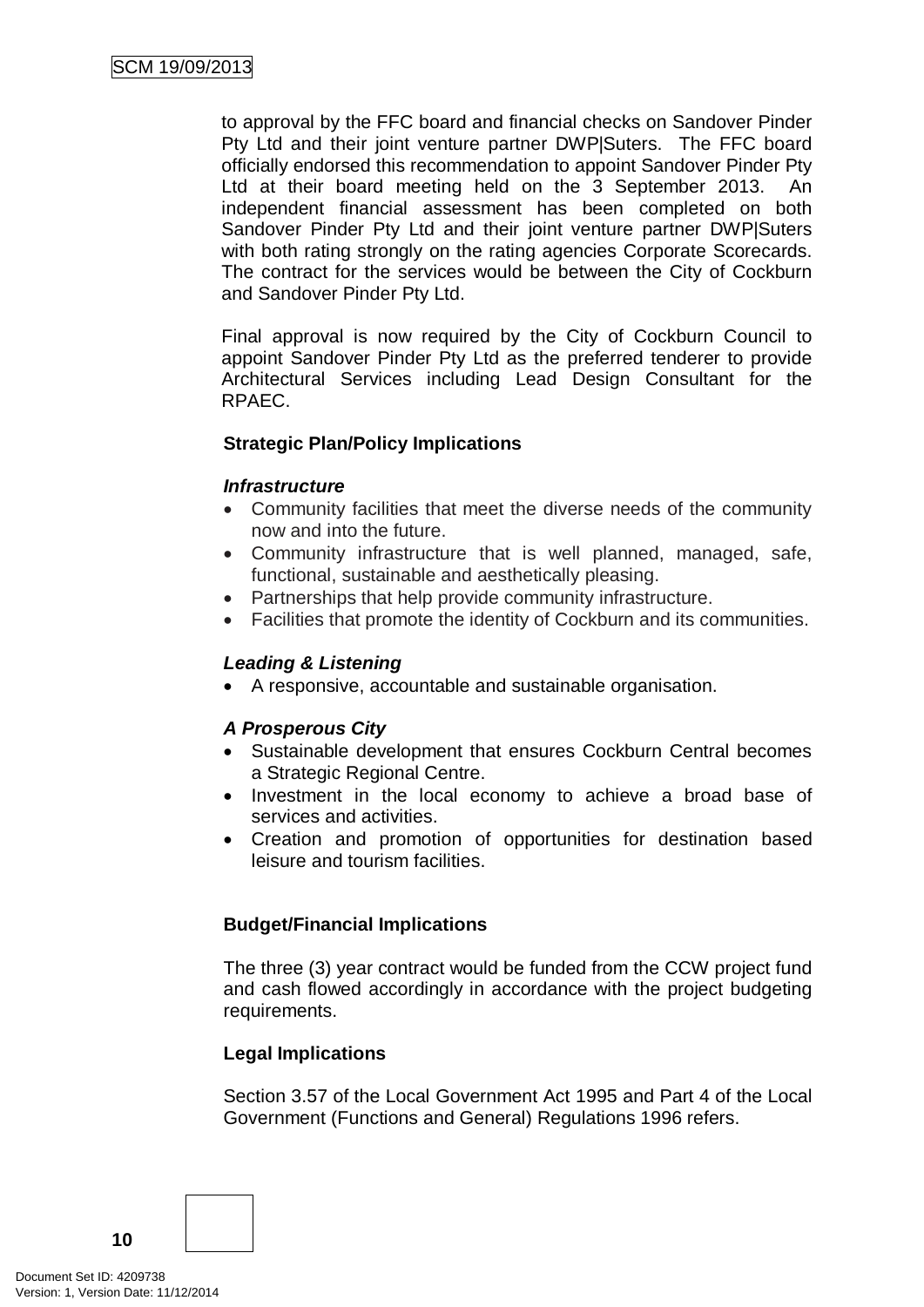to approval by the FFC board and financial checks on Sandover Pinder Pty Ltd and their joint venture partner DWP|Suters. The FFC board officially endorsed this recommendation to appoint Sandover Pinder Pty Ltd at their board meeting held on the 3 September 2013. An independent financial assessment has been completed on both Sandover Pinder Pty Ltd and their joint venture partner DWP|Suters with both rating strongly on the rating agencies Corporate Scorecards. The contract for the services would be between the City of Cockburn and Sandover Pinder Pty Ltd.

Final approval is now required by the City of Cockburn Council to appoint Sandover Pinder Pty Ltd as the preferred tenderer to provide Architectural Services including Lead Design Consultant for the RPAEC.

**Strategic Plan/Policy Implications**

***Infrastructure***

- Community facilities that meet the diverse needs of the community now and into the future.
- Community infrastructure that is well planned, managed, safe, functional, sustainable and aesthetically pleasing.
- Partnerships that help provide community infrastructure.
- Facilities that promote the identity of Cockburn and its communities.

***Leading & Listening***

- A responsive, accountable and sustainable organisation.

***A Prosperous City***

- Sustainable development that ensures Cockburn Central becomes a Strategic Regional Centre.
- Investment in the local economy to achieve a broad base of services and activities.
- Creation and promotion of opportunities for destination based leisure and tourism facilities.

**Budget/Financial Implications**

The three (3) year contract would be funded from the CCW project fund and cash flowed accordingly in accordance with the project budgeting requirements.

**Legal Implications**

Section 3.57 of the Local Government Act 1995 and Part 4 of the Local Government (Functions and General) Regulations 1996 refers.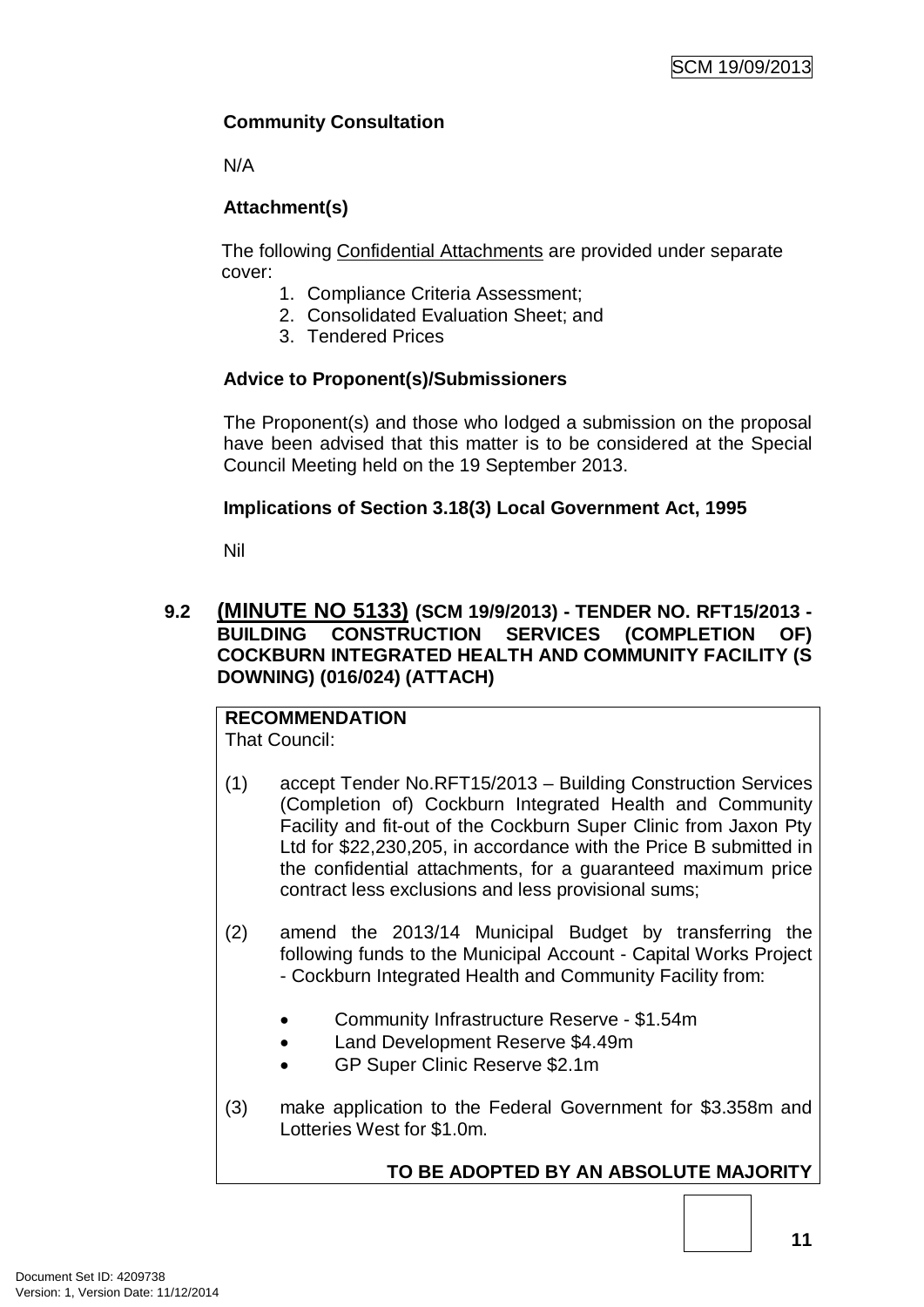**Community Consultation**

N/A

**Attachment(s)**

The following Confidential Attachments are provided under separate cover:

1. Compliance Criteria Assessment;
2. Consolidated Evaluation Sheet; and
3. Tendered Prices

**Advice to Proponent(s)/Submissioners**

The Proponent(s) and those who lodged a submission on the proposal have been advised that this matter is to be considered at the Special Council Meeting held on the 19 September 2013.

**Implications of Section 3.18(3) Local Government Act, 1995**

Nil

### 9.2 (MINUTE NO 5133) (SCM 19/9/2013) - TENDER NO. RFT15/2013 - BUILDING CONSTRUCTION SERVICES (COMPLETION OF) COCKBURN INTEGRATED HEALTH AND COMMUNITY FACILITY (S DOWNING) (016/024) (ATTACH)

**RECOMMENDATION**

That Council:

(1) accept Tender No.RFT15/2013 – Building Construction Services (Completion of) Cockburn Integrated Health and Community Facility and fit-out of the Cockburn Super Clinic from Jaxon Pty Ltd for $22,230,205, in accordance with the Price B submitted in the confidential attachments, for a guaranteed maximum price contract less exclusions and less provisional sums;

(2) amend the 2013/14 Municipal Budget by transferring the following funds to the Municipal Account - Capital Works Project - Cockburn Integrated Health and Community Facility from:

- Community Infrastructure Reserve - $1.54m
- Land Development Reserve $4.49m
- GP Super Clinic Reserve $2.1m

(3) make application to the Federal Government for $3.358m and Lotteries West for $1.0m.

**TO BE ADOPTED BY AN ABSOLUTE MAJORITY**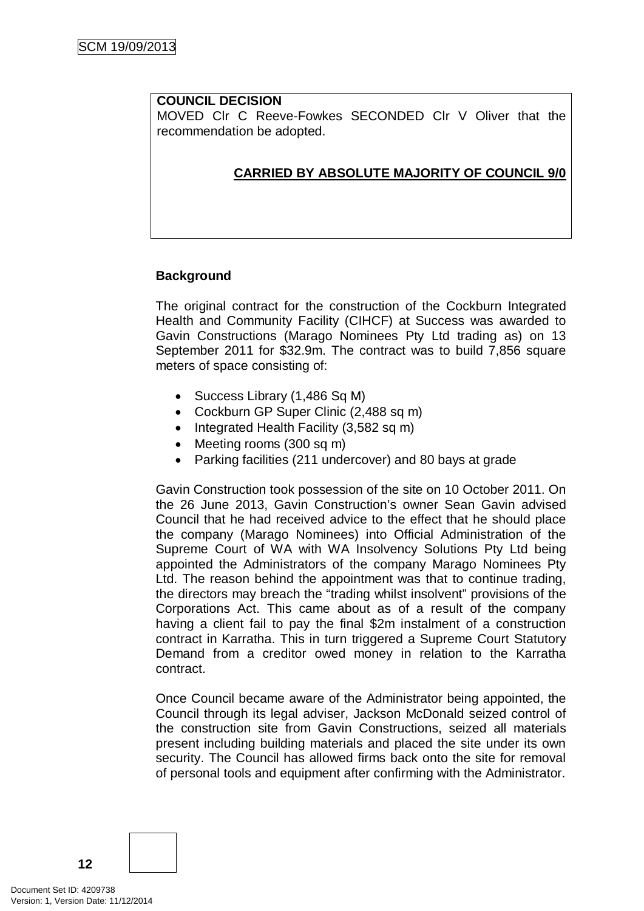**COUNCIL DECISION**

MOVED Clr C Reeve-Fowkes SECONDED Clr V Oliver that the recommendation be adopted.

**CARRIED BY ABSOLUTE MAJORITY OF COUNCIL 9/0**

**Background**

The original contract for the construction of the Cockburn Integrated Health and Community Facility (CIHCF) at Success was awarded to Gavin Constructions (Marago Nominees Pty Ltd trading as) on 13 September 2011 for $32.9m. The contract was to build 7,856 square meters of space consisting of:

- Success Library (1,486 Sq M)
- Cockburn GP Super Clinic (2,488 sq m)
- Integrated Health Facility (3,582 sq m)
- Meeting rooms (300 sq m)
- Parking facilities (211 undercover) and 80 bays at grade

Gavin Construction took possession of the site on 10 October 2011. On the 26 June 2013, Gavin Construction's owner Sean Gavin advised Council that he had received advice to the effect that he should place the company (Marago Nominees) into Official Administration of the Supreme Court of WA with WA Insolvency Solutions Pty Ltd being appointed the Administrators of the company Marago Nominees Pty Ltd. The reason behind the appointment was that to continue trading, the directors may breach the "trading whilst insolvent" provisions of the Corporations Act. This came about as of a result of the company having a client fail to pay the final $2m instalment of a construction contract in Karratha. This in turn triggered a Supreme Court Statutory Demand from a creditor owed money in relation to the Karratha contract.

Once Council became aware of the Administrator being appointed, the Council through its legal adviser, Jackson McDonald seized control of the construction site from Gavin Constructions, seized all materials present including building materials and placed the site under its own security. The Council has allowed firms back onto the site for removal of personal tools and equipment after confirming with the Administrator.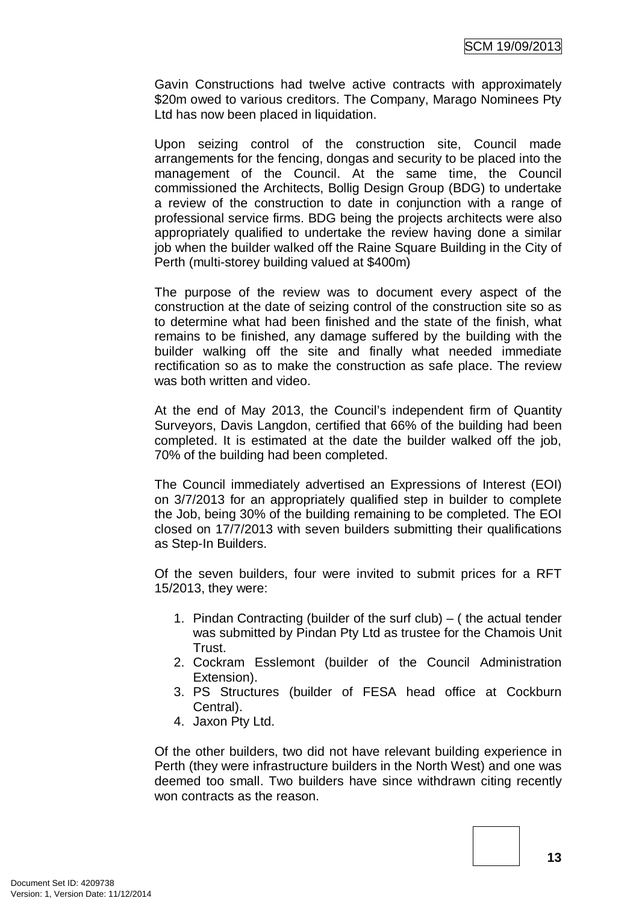Gavin Constructions had twelve active contracts with approximately \$20m owed to various creditors. The Company, Marago Nominees Pty Ltd has now been placed in liquidation.

Upon seizing control of the construction site, Council made arrangements for the fencing, dongas and security to be placed into the management of the Council. At the same time, the Council commissioned the Architects, Bollig Design Group (BDG) to undertake a review of the construction to date in conjunction with a range of professional service firms. BDG being the projects architects were also appropriately qualified to undertake the review having done a similar job when the builder walked off the Raine Square Building in the City of Perth (multi-storey building valued at \$400m)

The purpose of the review was to document every aspect of the construction at the date of seizing control of the construction site so as to determine what had been finished and the state of the finish, what remains to be finished, any damage suffered by the building with the builder walking off the site and finally what needed immediate rectification so as to make the construction as safe place. The review was both written and video.

At the end of May 2013, the Council's independent firm of Quantity Surveyors, Davis Langdon, certified that 66% of the building had been completed. It is estimated at the date the builder walked off the job, 70% of the building had been completed.

The Council immediately advertised an Expressions of Interest (EOI) on 3/7/2013 for an appropriately qualified step in builder to complete the Job, being 30% of the building remaining to be completed. The EOI closed on 17/7/2013 with seven builders submitting their qualifications as Step-In Builders.

Of the seven builders, four were invited to submit prices for a RFT 15/2013, they were:

1. Pindan Contracting (builder of the surf club) – ( the actual tender was submitted by Pindan Pty Ltd as trustee for the Chamois Unit Trust.
2. Cockram Esslemont (builder of the Council Administration Extension).
3. PS Structures (builder of FESA head office at Cockburn Central).
4. Jaxon Pty Ltd.

Of the other builders, two did not have relevant building experience in Perth (they were infrastructure builders in the North West) and one was deemed too small. Two builders have since withdrawn citing recently won contracts as the reason.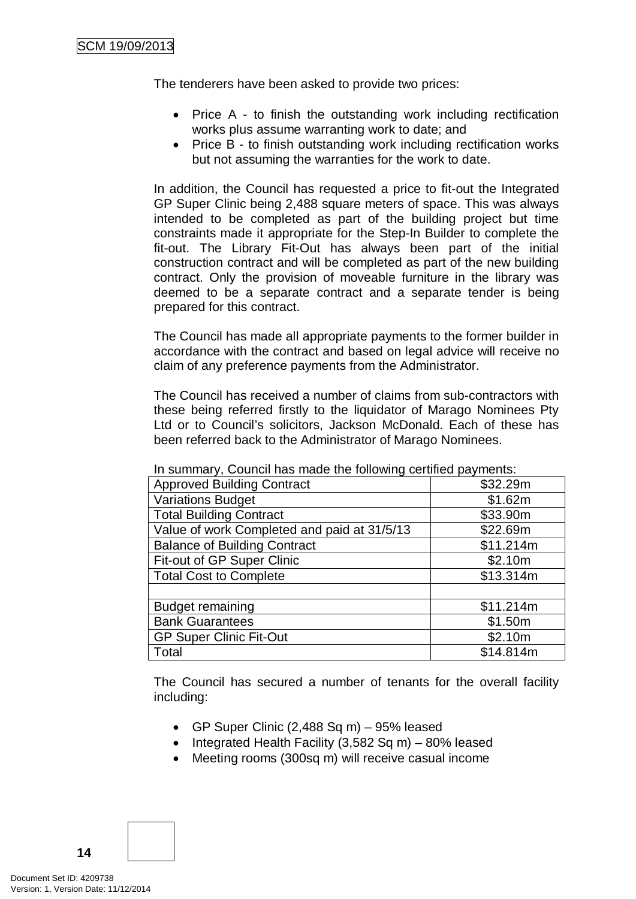The tenderers have been asked to provide two prices:

- Price A - to finish the outstanding work including rectification works plus assume warranting work to date; and
- Price B - to finish outstanding work including rectification works but not assuming the warranties for the work to date.

In addition, the Council has requested a price to fit-out the Integrated GP Super Clinic being 2,488 square meters of space. This was always intended to be completed as part of the building project but time constraints made it appropriate for the Step-In Builder to complete the fit-out. The Library Fit-Out has always been part of the initial construction contract and will be completed as part of the new building contract. Only the provision of moveable furniture in the library was deemed to be a separate contract and a separate tender is being prepared for this contract.

The Council has made all appropriate payments to the former builder in accordance with the contract and based on legal advice will receive no claim of any preference payments from the Administrator.

The Council has received a number of claims from sub-contractors with these being referred firstly to the liquidator of Marago Nominees Pty Ltd or to Council's solicitors, Jackson McDonald. Each of these has been referred back to the Administrator of Marago Nominees.

In summary, Council has made the following certified payments:

| | |
|---|---|
| Approved Building Contract | \$32.29m |
| Variations Budget | \$1.62m |
| Total Building Contract | \$33.90m |
| Value of work Completed and paid at 31/5/13 | \$22.69m |
| Balance of Building Contract | \$11.214m |
| Fit-out of GP Super Clinic | \$2.10m |
| Total Cost to Complete | \$13.314m |
| | |
| Budget remaining | \$11.214m |
| Bank Guarantees | \$1.50m |
| GP Super Clinic Fit-Out | \$2.10m |
| Total | \$14.814m |

The Council has secured a number of tenants for the overall facility including:

- GP Super Clinic (2,488 Sq m) – 95% leased
- Integrated Health Facility (3,582 Sq m) – 80% leased
- Meeting rooms (300sq m) will receive casual income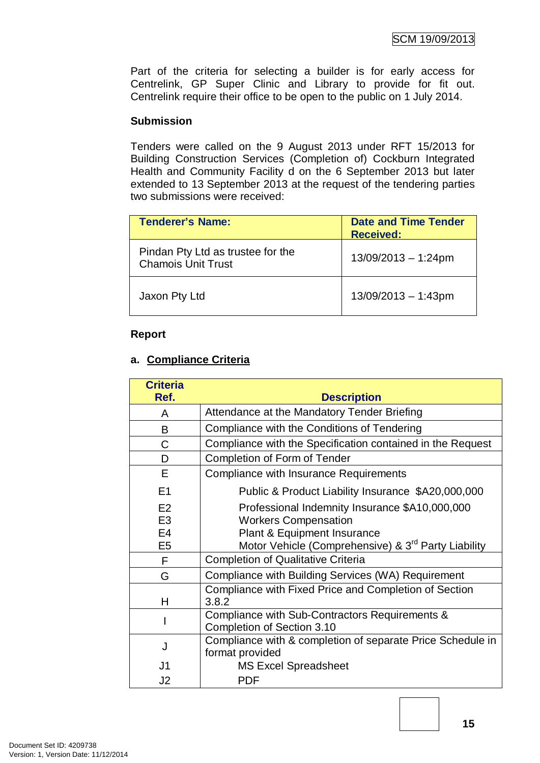Part of the criteria for selecting a builder is for early access for Centrelink, GP Super Clinic and Library to provide for fit out. Centrelink require their office to be open to the public on 1 July 2014.

**Submission**

Tenders were called on the 9 August 2013 under RFT 15/2013 for Building Construction Services (Completion of) Cockburn Integrated Health and Community Facility d on the 6 September 2013 but later extended to 13 September 2013 at the request of the tendering parties two submissions were received:

| Tenderer's Name: | Date and Time Tender Received: |
|---|---|
| Pindan Pty Ltd as trustee for the Chamois Unit Trust | 13/09/2013 – 1:24pm |
| Jaxon Pty Ltd | 13/09/2013 – 1:43pm |

**Report**

**a. <u>Compliance Criteria</u>**

| Criteria Ref. | Description |
|---|---|
| A | Attendance at the Mandatory Tender Briefing |
| B | Compliance with the Conditions of Tendering |
| C | Compliance with the Specification contained in the Request |
| D | Completion of Form of Tender |
| E | Compliance with Insurance Requirements |
| E1 | Public & Product Liability Insurance $A20,000,000 |
| E2 | Professional Indemnity Insurance $A10,000,000 |
| E3 | Workers Compensation |
| E4 | Plant & Equipment Insurance |
| E5 | Motor Vehicle (Comprehensive) & 3rd Party Liability |
| F | Completion of Qualitative Criteria |
| G | Compliance with Building Services (WA) Requirement |
| H | Compliance with Fixed Price and Completion of Section 3.8.2 |
| I | Compliance with Sub-Contractors Requirements & Completion of Section 3.10 |
| J | Compliance with & completion of separate Price Schedule in format provided |
| J1 | MS Excel Spreadsheet |
| J2 | PDF |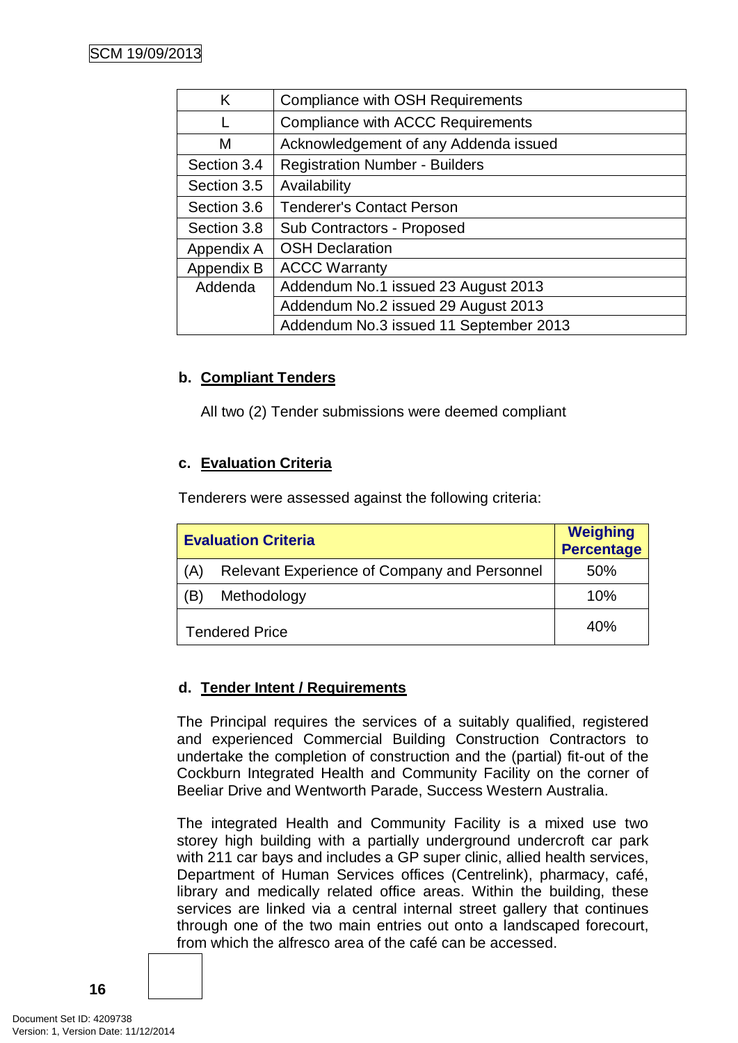| | |
|---|---|
| K | Compliance with OSH Requirements |
| L | Compliance with ACCC Requirements |
| M | Acknowledgement of any Addenda issued |
| Section 3.4 | Registration Number - Builders |
| Section 3.5 | Availability |
| Section 3.6 | Tenderer's Contact Person |
| Section 3.8 | Sub Contractors - Proposed |
| Appendix A | OSH Declaration |
| Appendix B | ACCC Warranty |
| Addenda | Addendum No.1 issued 23 August 2013 |
| | Addendum No.2 issued 29 August 2013 |
| | Addendum No.3 issued 11 September 2013 |

**b. Compliant Tenders**

All two (2) Tender submissions were deemed compliant

**c. Evaluation Criteria**

Tenderers were assessed against the following criteria:

| Evaluation Criteria | Weighing Percentage |
|---|---|
| (A) Relevant Experience of Company and Personnel | 50% |
| (B) Methodology | 10% |
| Tendered Price | 40% |

**d. Tender Intent / Requirements**

The Principal requires the services of a suitably qualified, registered and experienced Commercial Building Construction Contractors to undertake the completion of construction and the (partial) fit-out of the Cockburn Integrated Health and Community Facility on the corner of Beeliar Drive and Wentworth Parade, Success Western Australia.

The integrated Health and Community Facility is a mixed use two storey high building with a partially underground undercroft car park with 211 car bays and includes a GP super clinic, allied health services, Department of Human Services offices (Centrelink), pharmacy, café, library and medically related office areas. Within the building, these services are linked via a central internal street gallery that continues through one of the two main entries out onto a landscaped forecourt, from which the alfresco area of the café can be accessed.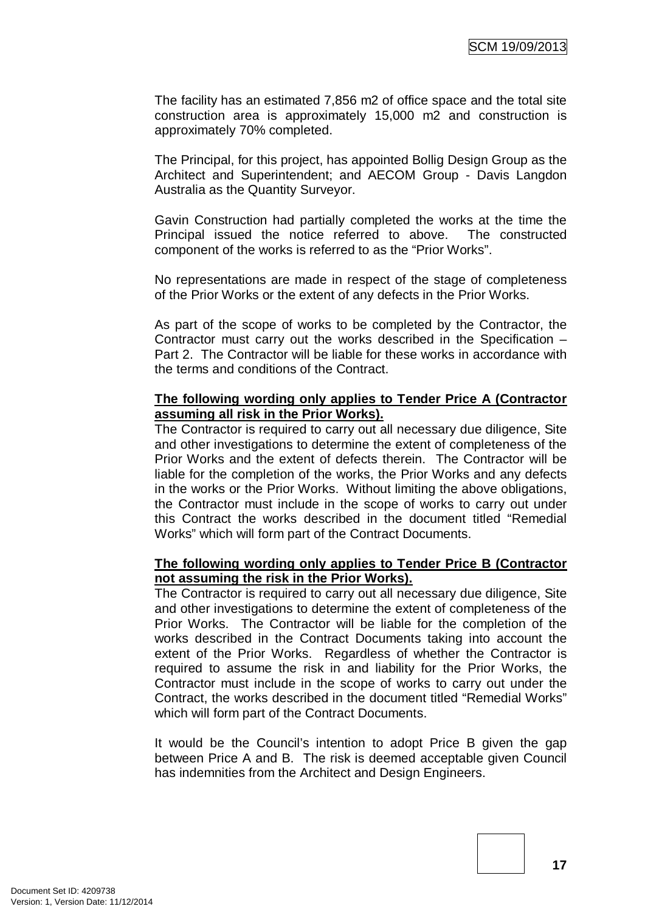The facility has an estimated 7,856 m2 of office space and the total site construction area is approximately 15,000 m2 and construction is approximately 70% completed.

The Principal, for this project, has appointed Bollig Design Group as the Architect and Superintendent; and AECOM Group - Davis Langdon Australia as the Quantity Surveyor.

Gavin Construction had partially completed the works at the time the Principal issued the notice referred to above. The constructed component of the works is referred to as the "Prior Works".

No representations are made in respect of the stage of completeness of the Prior Works or the extent of any defects in the Prior Works.

As part of the scope of works to be completed by the Contractor, the Contractor must carry out the works described in the Specification – Part 2. The Contractor will be liable for these works in accordance with the terms and conditions of the Contract.

**The following wording only applies to Tender Price A (Contractor assuming all risk in the Prior Works).**

The Contractor is required to carry out all necessary due diligence, Site and other investigations to determine the extent of completeness of the Prior Works and the extent of defects therein. The Contractor will be liable for the completion of the works, the Prior Works and any defects in the works or the Prior Works. Without limiting the above obligations, the Contractor must include in the scope of works to carry out under this Contract the works described in the document titled "Remedial Works" which will form part of the Contract Documents.

**The following wording only applies to Tender Price B (Contractor not assuming the risk in the Prior Works).**

The Contractor is required to carry out all necessary due diligence, Site and other investigations to determine the extent of completeness of the Prior Works. The Contractor will be liable for the completion of the works described in the Contract Documents taking into account the extent of the Prior Works. Regardless of whether the Contractor is required to assume the risk in and liability for the Prior Works, the Contractor must include in the scope of works to carry out under the Contract, the works described in the document titled "Remedial Works" which will form part of the Contract Documents.

It would be the Council's intention to adopt Price B given the gap between Price A and B. The risk is deemed acceptable given Council has indemnities from the Architect and Design Engineers.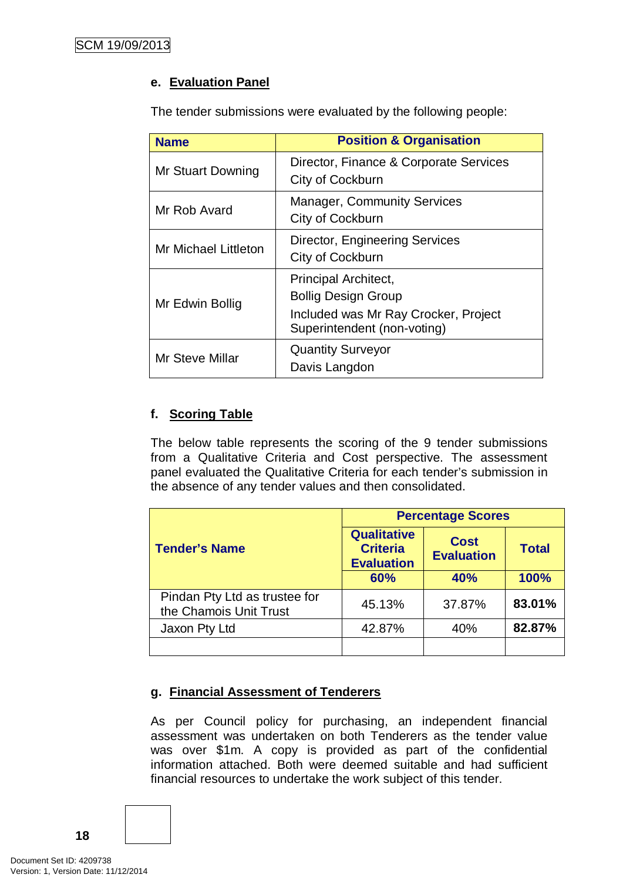**e. Evaluation Panel**

The tender submissions were evaluated by the following people:

| Name | Position & Organisation |
|---|---|
| Mr Stuart Downing | Director, Finance & Corporate Services<br>City of Cockburn |
| Mr Rob Avard | Manager, Community Services<br>City of Cockburn |
| Mr Michael Littleton | Director, Engineering Services<br>City of Cockburn |
| Mr Edwin Bollig | Principal Architect,<br>Bollig Design Group<br>Included was Mr Ray Crocker, Project Superintendent (non-voting) |
| Mr Steve Millar | Quantity Surveyor<br>Davis Langdon |

**f. Scoring Table**

The below table represents the scoring of the 9 tender submissions from a Qualitative Criteria and Cost perspective. The assessment panel evaluated the Qualitative Criteria for each tender's submission in the absence of any tender values and then consolidated.

| Tender's Name | Percentage Scores | | |
|---|---|---|---|
| | Qualitative Criteria Evaluation | Cost Evaluation | Total |
| | 60% | 40% | 100% |
| Pindan Pty Ltd as trustee for the Chamois Unit Trust | 45.13% | 37.87% | **83.01%** |
| Jaxon Pty Ltd | 42.87% | 40% | **82.87%** |
| | | | |

**g. Financial Assessment of Tenderers**

As per Council policy for purchasing, an independent financial assessment was undertaken on both Tenderers as the tender value was over $1m. A copy is provided as part of the confidential information attached. Both were deemed suitable and had sufficient financial resources to undertake the work subject of this tender.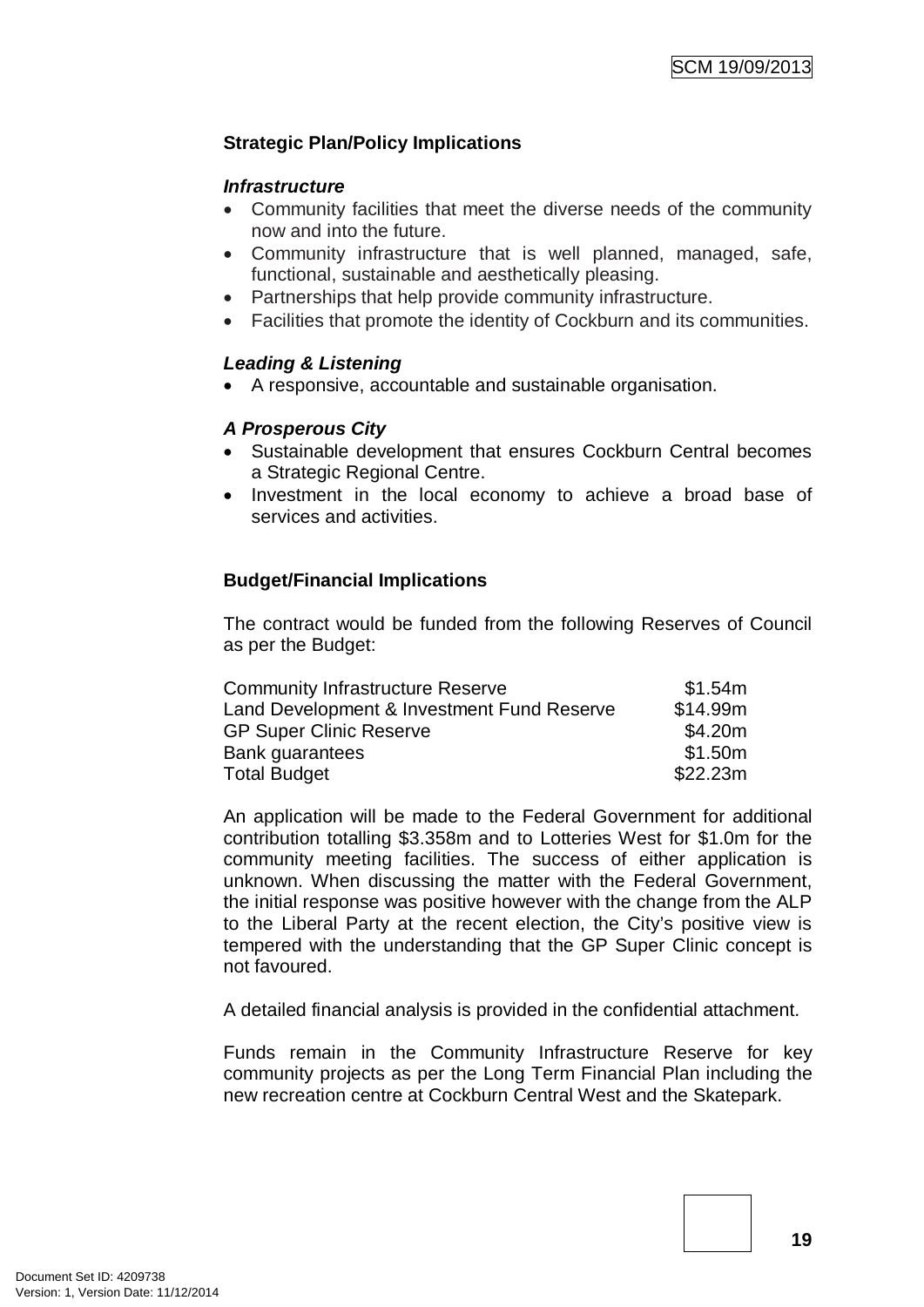### Strategic Plan/Policy Implications

***Infrastructure***

- Community facilities that meet the diverse needs of the community now and into the future.
- Community infrastructure that is well planned, managed, safe, functional, sustainable and aesthetically pleasing.
- Partnerships that help provide community infrastructure.
- Facilities that promote the identity of Cockburn and its communities.

***Leading & Listening***

- A responsive, accountable and sustainable organisation.

***A Prosperous City***

- Sustainable development that ensures Cockburn Central becomes a Strategic Regional Centre.
- Investment in the local economy to achieve a broad base of services and activities.

### Budget/Financial Implications

The contract would be funded from the following Reserves of Council as per the Budget:

| | |
|---|---:|
| Community Infrastructure Reserve | \$1.54m |
| Land Development & Investment Fund Reserve | \$14.99m |
| GP Super Clinic Reserve | \$4.20m |
| Bank guarantees | \$1.50m |
| Total Budget | \$22.23m |

An application will be made to the Federal Government for additional contribution totalling \$3.358m and to Lotteries West for \$1.0m for the community meeting facilities. The success of either application is unknown. When discussing the matter with the Federal Government, the initial response was positive however with the change from the ALP to the Liberal Party at the recent election, the City's positive view is tempered with the understanding that the GP Super Clinic concept is not favoured.

A detailed financial analysis is provided in the confidential attachment.

Funds remain in the Community Infrastructure Reserve for key community projects as per the Long Term Financial Plan including the new recreation centre at Cockburn Central West and the Skatepark.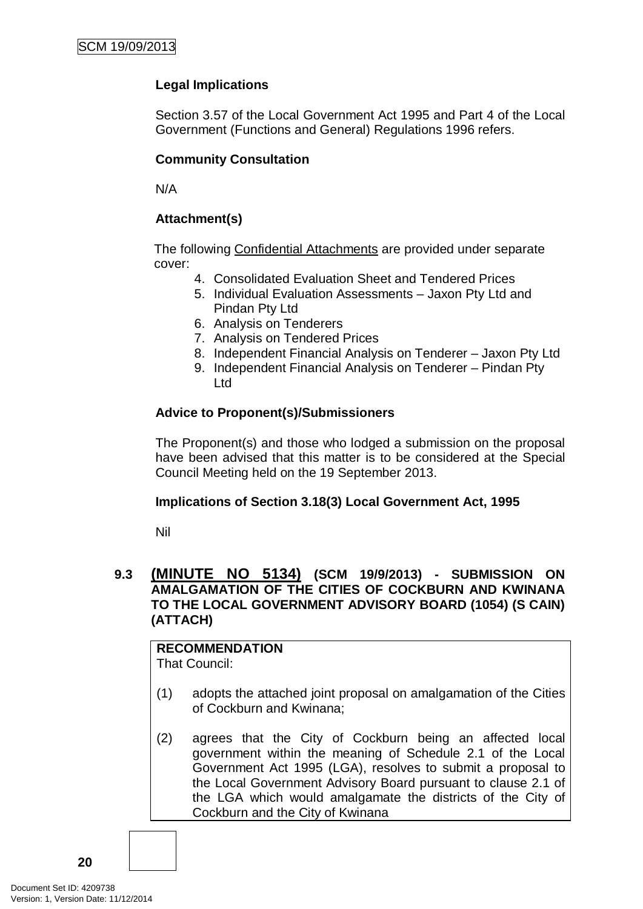**Legal Implications**

Section 3.57 of the Local Government Act 1995 and Part 4 of the Local Government (Functions and General) Regulations 1996 refers.

**Community Consultation**

N/A

**Attachment(s)**

The following Confidential Attachments are provided under separate cover:

4. Consolidated Evaluation Sheet and Tendered Prices
5. Individual Evaluation Assessments – Jaxon Pty Ltd and Pindan Pty Ltd
6. Analysis on Tenderers
7. Analysis on Tendered Prices
8. Independent Financial Analysis on Tenderer – Jaxon Pty Ltd
9. Independent Financial Analysis on Tenderer – Pindan Pty Ltd

**Advice to Proponent(s)/Submissioners**

The Proponent(s) and those who lodged a submission on the proposal have been advised that this matter is to be considered at the Special Council Meeting held on the 19 September 2013.

**Implications of Section 3.18(3) Local Government Act, 1995**

Nil

### 9.3 (MINUTE NO 5134) (SCM 19/9/2013) - SUBMISSION ON AMALGAMATION OF THE CITIES OF COCKBURN AND KWINANA TO THE LOCAL GOVERNMENT ADVISORY BOARD (1054) (S CAIN) (ATTACH)

**RECOMMENDATION**
That Council:

(1) adopts the attached joint proposal on amalgamation of the Cities of Cockburn and Kwinana;

(2) agrees that the City of Cockburn being an affected local government within the meaning of Schedule 2.1 of the Local Government Act 1995 (LGA), resolves to submit a proposal to the Local Government Advisory Board pursuant to clause 2.1 of the LGA which would amalgamate the districts of the City of Cockburn and the City of Kwinana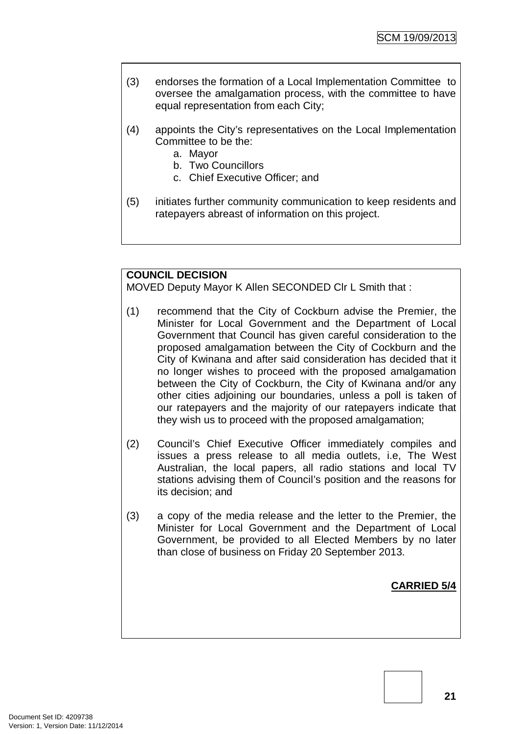(3) endorses the formation of a Local Implementation Committee to oversee the amalgamation process, with the committee to have equal representation from each City;

(4) appoints the City's representatives on the Local Implementation Committee to be the:
   a. Mayor
   b. Two Councillors
   c. Chief Executive Officer; and

(5) initiates further community communication to keep residents and ratepayers abreast of information on this project.

**COUNCIL DECISION**

MOVED Deputy Mayor K Allen SECONDED Clr L Smith that :

(1) recommend that the City of Cockburn advise the Premier, the Minister for Local Government and the Department of Local Government that Council has given careful consideration to the proposed amalgamation between the City of Cockburn and the City of Kwinana and after said consideration has decided that it no longer wishes to proceed with the proposed amalgamation between the City of Cockburn, the City of Kwinana and/or any other cities adjoining our boundaries, unless a poll is taken of our ratepayers and the majority of our ratepayers indicate that they wish us to proceed with the proposed amalgamation;

(2) Council's Chief Executive Officer immediately compiles and issues a press release to all media outlets, i.e, The West Australian, the local papers, all radio stations and local TV stations advising them of Council's position and the reasons for its decision; and

(3) a copy of the media release and the letter to the Premier, the Minister for Local Government and the Department of Local Government, be provided to all Elected Members by no later than close of business on Friday 20 September 2013.

**CARRIED 5/4**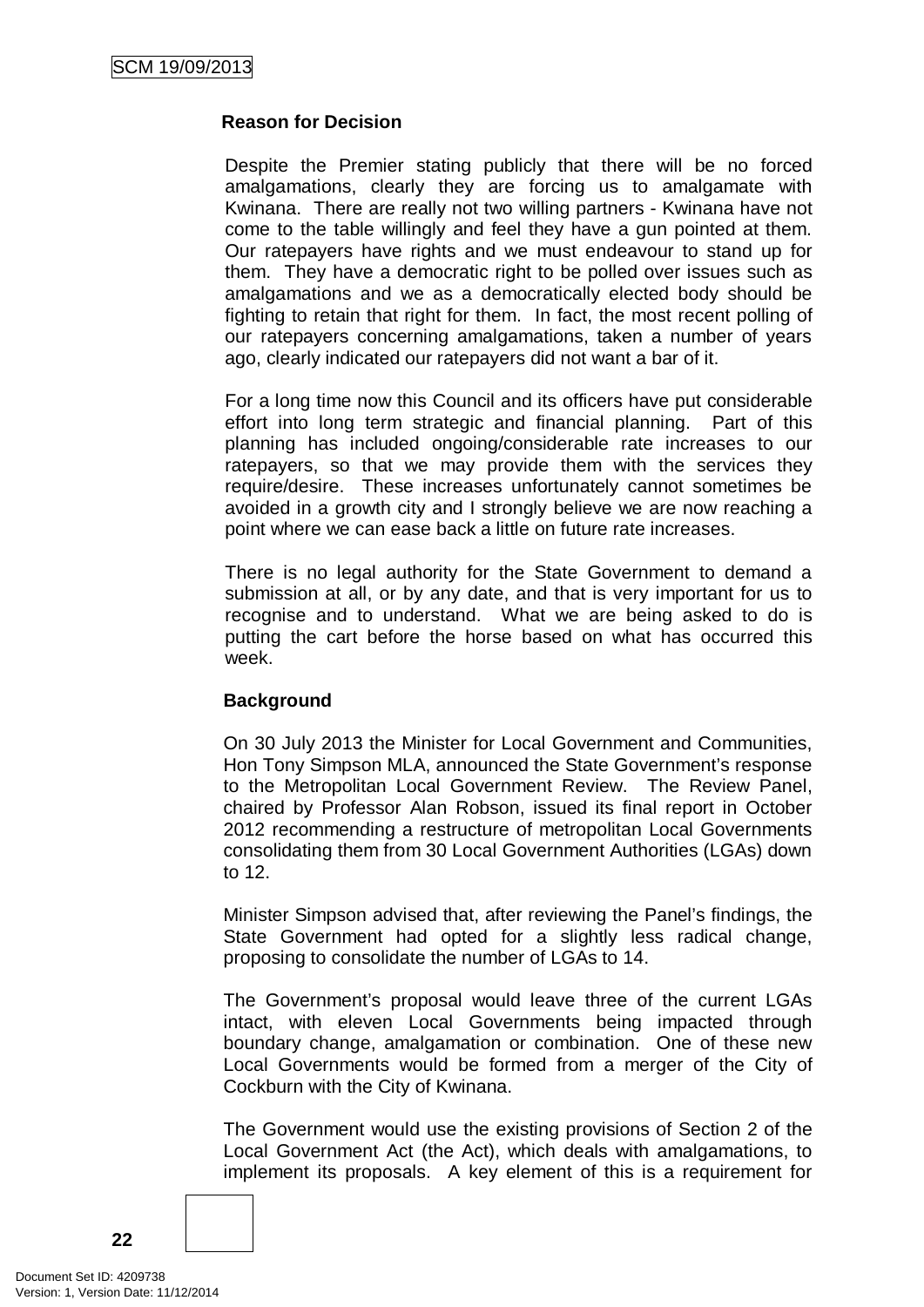**Reason for Decision**

Despite the Premier stating publicly that there will be no forced amalgamations, clearly they are forcing us to amalgamate with Kwinana. There are really not two willing partners - Kwinana have not come to the table willingly and feel they have a gun pointed at them. Our ratepayers have rights and we must endeavour to stand up for them. They have a democratic right to be polled over issues such as amalgamations and we as a democratically elected body should be fighting to retain that right for them. In fact, the most recent polling of our ratepayers concerning amalgamations, taken a number of years ago, clearly indicated our ratepayers did not want a bar of it.

For a long time now this Council and its officers have put considerable effort into long term strategic and financial planning. Part of this planning has included ongoing/considerable rate increases to our ratepayers, so that we may provide them with the services they require/desire. These increases unfortunately cannot sometimes be avoided in a growth city and I strongly believe we are now reaching a point where we can ease back a little on future rate increases.

There is no legal authority for the State Government to demand a submission at all, or by any date, and that is very important for us to recognise and to understand. What we are being asked to do is putting the cart before the horse based on what has occurred this week.

**Background**

On 30 July 2013 the Minister for Local Government and Communities, Hon Tony Simpson MLA, announced the State Government's response to the Metropolitan Local Government Review. The Review Panel, chaired by Professor Alan Robson, issued its final report in October 2012 recommending a restructure of metropolitan Local Governments consolidating them from 30 Local Government Authorities (LGAs) down to 12.

Minister Simpson advised that, after reviewing the Panel's findings, the State Government had opted for a slightly less radical change, proposing to consolidate the number of LGAs to 14.

The Government's proposal would leave three of the current LGAs intact, with eleven Local Governments being impacted through boundary change, amalgamation or combination. One of these new Local Governments would be formed from a merger of the City of Cockburn with the City of Kwinana.

The Government would use the existing provisions of Section 2 of the Local Government Act (the Act), which deals with amalgamations, to implement its proposals. A key element of this is a requirement for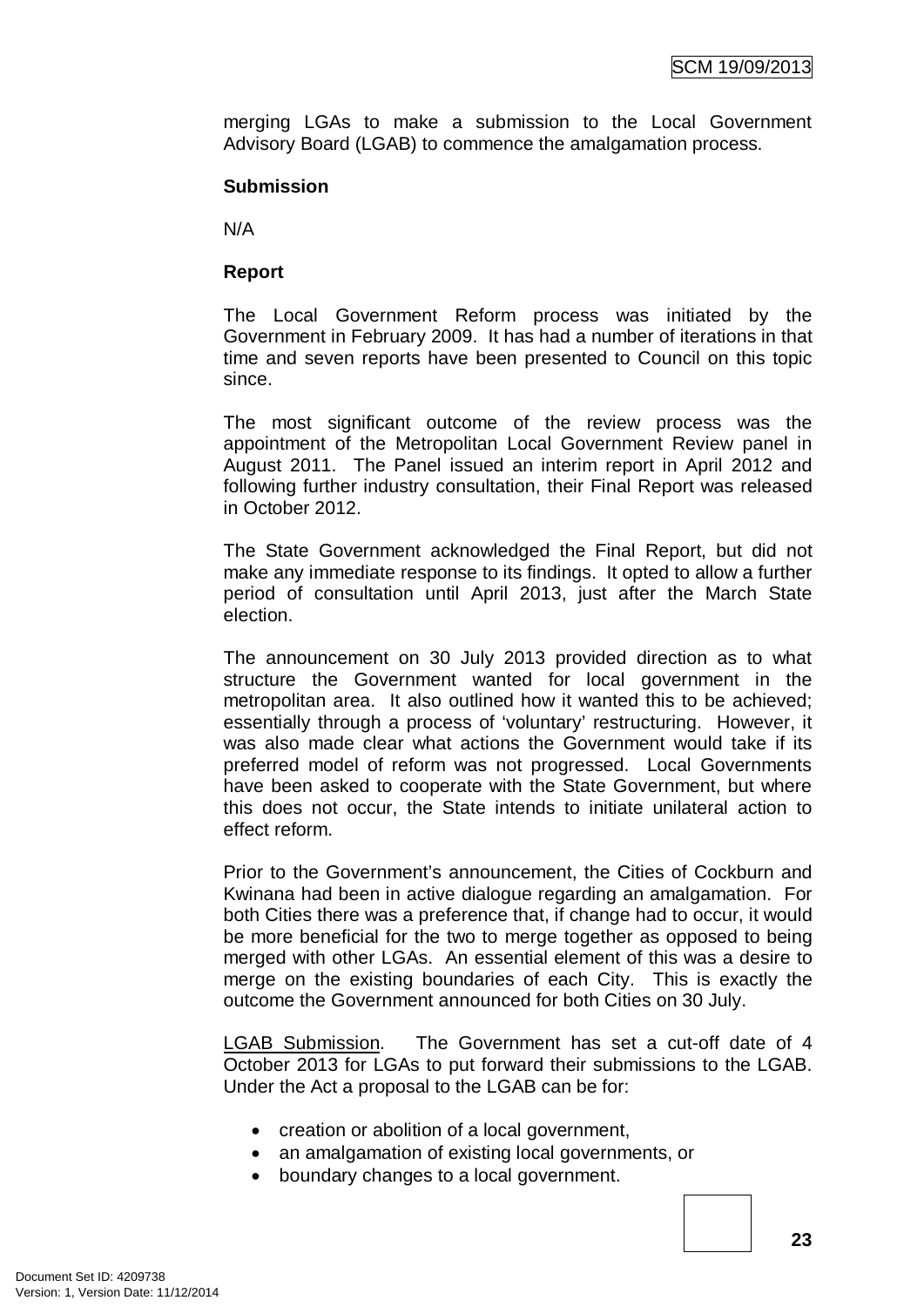merging LGAs to make a submission to the Local Government Advisory Board (LGAB) to commence the amalgamation process.

**Submission**

N/A

**Report**

The Local Government Reform process was initiated by the Government in February 2009. It has had a number of iterations in that time and seven reports have been presented to Council on this topic since.

The most significant outcome of the review process was the appointment of the Metropolitan Local Government Review panel in August 2011. The Panel issued an interim report in April 2012 and following further industry consultation, their Final Report was released in October 2012.

The State Government acknowledged the Final Report, but did not make any immediate response to its findings. It opted to allow a further period of consultation until April 2013, just after the March State election.

The announcement on 30 July 2013 provided direction as to what structure the Government wanted for local government in the metropolitan area. It also outlined how it wanted this to be achieved; essentially through a process of 'voluntary' restructuring. However, it was also made clear what actions the Government would take if its preferred model of reform was not progressed. Local Governments have been asked to cooperate with the State Government, but where this does not occur, the State intends to initiate unilateral action to effect reform.

Prior to the Government's announcement, the Cities of Cockburn and Kwinana had been in active dialogue regarding an amalgamation. For both Cities there was a preference that, if change had to occur, it would be more beneficial for the two to merge together as opposed to being merged with other LGAs. An essential element of this was a desire to merge on the existing boundaries of each City. This is exactly the outcome the Government announced for both Cities on 30 July.

<u>LGAB Submission</u>. The Government has set a cut-off date of 4 October 2013 for LGAs to put forward their submissions to the LGAB. Under the Act a proposal to the LGAB can be for:

- creation or abolition of a local government,
- an amalgamation of existing local governments, or
- boundary changes to a local government.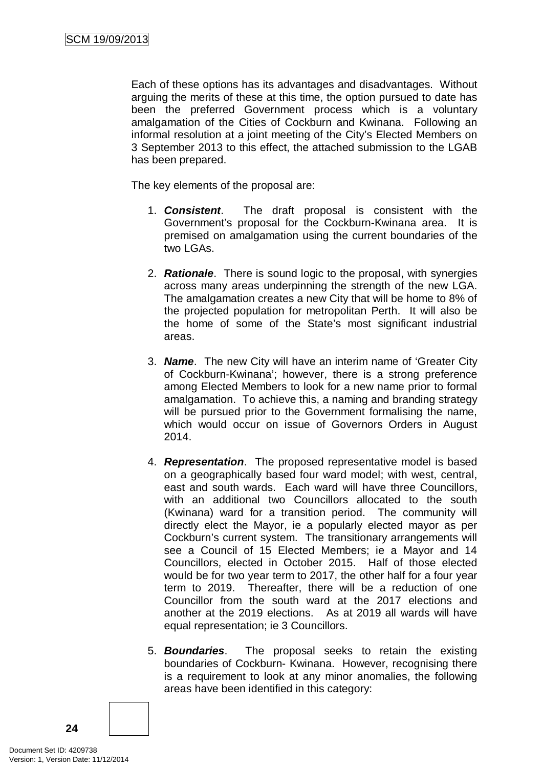Each of these options has its advantages and disadvantages. Without arguing the merits of these at this time, the option pursued to date has been the preferred Government process which is a voluntary amalgamation of the Cities of Cockburn and Kwinana. Following an informal resolution at a joint meeting of the City's Elected Members on 3 September 2013 to this effect, the attached submission to the LGAB has been prepared.

The key elements of the proposal are:

1. ***Consistent***. The draft proposal is consistent with the Government's proposal for the Cockburn-Kwinana area. It is premised on amalgamation using the current boundaries of the two LGAs.

2. ***Rationale***. There is sound logic to the proposal, with synergies across many areas underpinning the strength of the new LGA. The amalgamation creates a new City that will be home to 8% of the projected population for metropolitan Perth. It will also be the home of some of the State's most significant industrial areas.

3. ***Name***. The new City will have an interim name of 'Greater City of Cockburn-Kwinana'; however, there is a strong preference among Elected Members to look for a new name prior to formal amalgamation. To achieve this, a naming and branding strategy will be pursued prior to the Government formalising the name, which would occur on issue of Governors Orders in August 2014.

4. ***Representation***. The proposed representative model is based on a geographically based four ward model; with west, central, east and south wards. Each ward will have three Councillors, with an additional two Councillors allocated to the south (Kwinana) ward for a transition period. The community will directly elect the Mayor, ie a popularly elected mayor as per Cockburn's current system. The transitionary arrangements will see a Council of 15 Elected Members; ie a Mayor and 14 Councillors, elected in October 2015. Half of those elected would be for two year term to 2017, the other half for a four year term to 2019. Thereafter, there will be a reduction of one Councillor from the south ward at the 2017 elections and another at the 2019 elections. As at 2019 all wards will have equal representation; ie 3 Councillors.

5. ***Boundaries***. The proposal seeks to retain the existing boundaries of Cockburn- Kwinana. However, recognising there is a requirement to look at any minor anomalies, the following areas have been identified in this category: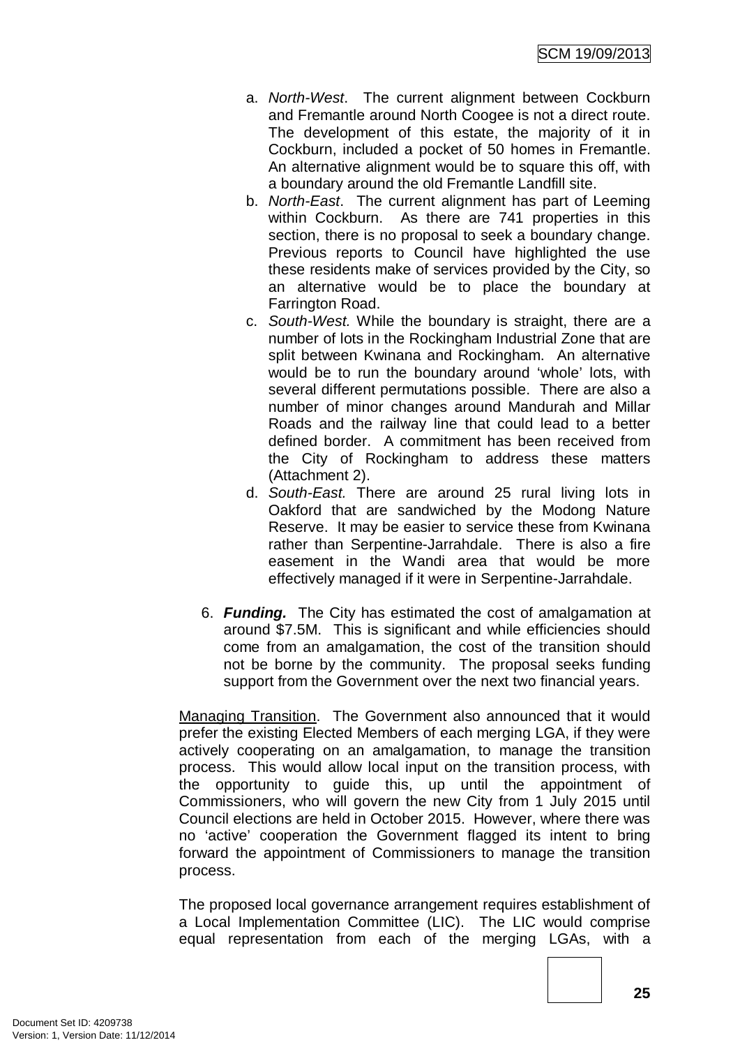a. *North-West*. The current alignment between Cockburn and Fremantle around North Coogee is not a direct route. The development of this estate, the majority of it in Cockburn, included a pocket of 50 homes in Fremantle. An alternative alignment would be to square this off, with a boundary around the old Fremantle Landfill site.

b. *North-East*. The current alignment has part of Leeming within Cockburn. As there are 741 properties in this section, there is no proposal to seek a boundary change. Previous reports to Council have highlighted the use these residents make of services provided by the City, so an alternative would be to place the boundary at Farrington Road.

c. *South-West.* While the boundary is straight, there are a number of lots in the Rockingham Industrial Zone that are split between Kwinana and Rockingham. An alternative would be to run the boundary around 'whole' lots, with several different permutations possible. There are also a number of minor changes around Mandurah and Millar Roads and the railway line that could lead to a better defined border. A commitment has been received from the City of Rockingham to address these matters (Attachment 2).

d. *South-East.* There are around 25 rural living lots in Oakford that are sandwiched by the Modong Nature Reserve. It may be easier to service these from Kwinana rather than Serpentine-Jarrahdale. There is also a fire easement in the Wandi area that would be more effectively managed if it were in Serpentine-Jarrahdale.

6. ***Funding.*** The City has estimated the cost of amalgamation at around $7.5M. This is significant and while efficiencies should come from an amalgamation, the cost of the transition should not be borne by the community. The proposal seeks funding support from the Government over the next two financial years.

Managing Transition. The Government also announced that it would prefer the existing Elected Members of each merging LGA, if they were actively cooperating on an amalgamation, to manage the transition process. This would allow local input on the transition process, with the opportunity to guide this, up until the appointment of Commissioners, who will govern the new City from 1 July 2015 until Council elections are held in October 2015. However, where there was no 'active' cooperation the Government flagged its intent to bring forward the appointment of Commissioners to manage the transition process.

The proposed local governance arrangement requires establishment of a Local Implementation Committee (LIC). The LIC would comprise equal representation from each of the merging LGAs, with a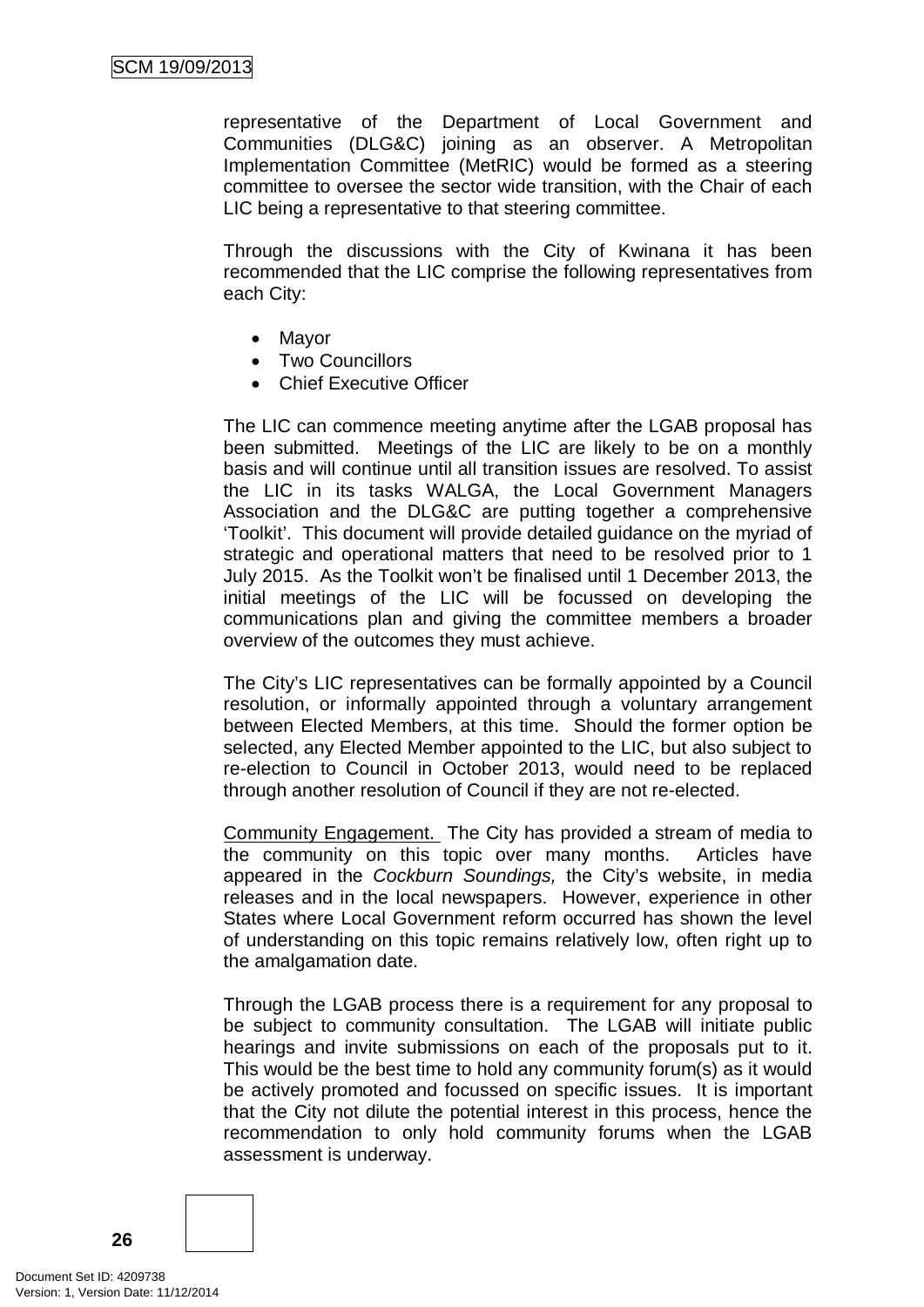representative of the Department of Local Government and Communities (DLG&C) joining as an observer. A Metropolitan Implementation Committee (MetRIC) would be formed as a steering committee to oversee the sector wide transition, with the Chair of each LIC being a representative to that steering committee.

Through the discussions with the City of Kwinana it has been recommended that the LIC comprise the following representatives from each City:

- Mayor
- Two Councillors
- Chief Executive Officer

The LIC can commence meeting anytime after the LGAB proposal has been submitted. Meetings of the LIC are likely to be on a monthly basis and will continue until all transition issues are resolved. To assist the LIC in its tasks WALGA, the Local Government Managers Association and the DLG&C are putting together a comprehensive 'Toolkit'. This document will provide detailed guidance on the myriad of strategic and operational matters that need to be resolved prior to 1 July 2015. As the Toolkit won't be finalised until 1 December 2013, the initial meetings of the LIC will be focussed on developing the communications plan and giving the committee members a broader overview of the outcomes they must achieve.

The City's LIC representatives can be formally appointed by a Council resolution, or informally appointed through a voluntary arrangement between Elected Members, at this time. Should the former option be selected, any Elected Member appointed to the LIC, but also subject to re-election to Council in October 2013, would need to be replaced through another resolution of Council if they are not re-elected.

Community Engagement. The City has provided a stream of media to the community on this topic over many months. Articles have appeared in the *Cockburn Soundings,* the City's website, in media releases and in the local newspapers. However, experience in other States where Local Government reform occurred has shown the level of understanding on this topic remains relatively low, often right up to the amalgamation date.

Through the LGAB process there is a requirement for any proposal to be subject to community consultation. The LGAB will initiate public hearings and invite submissions on each of the proposals put to it. This would be the best time to hold any community forum(s) as it would be actively promoted and focussed on specific issues. It is important that the City not dilute the potential interest in this process, hence the recommendation to only hold community forums when the LGAB assessment is underway.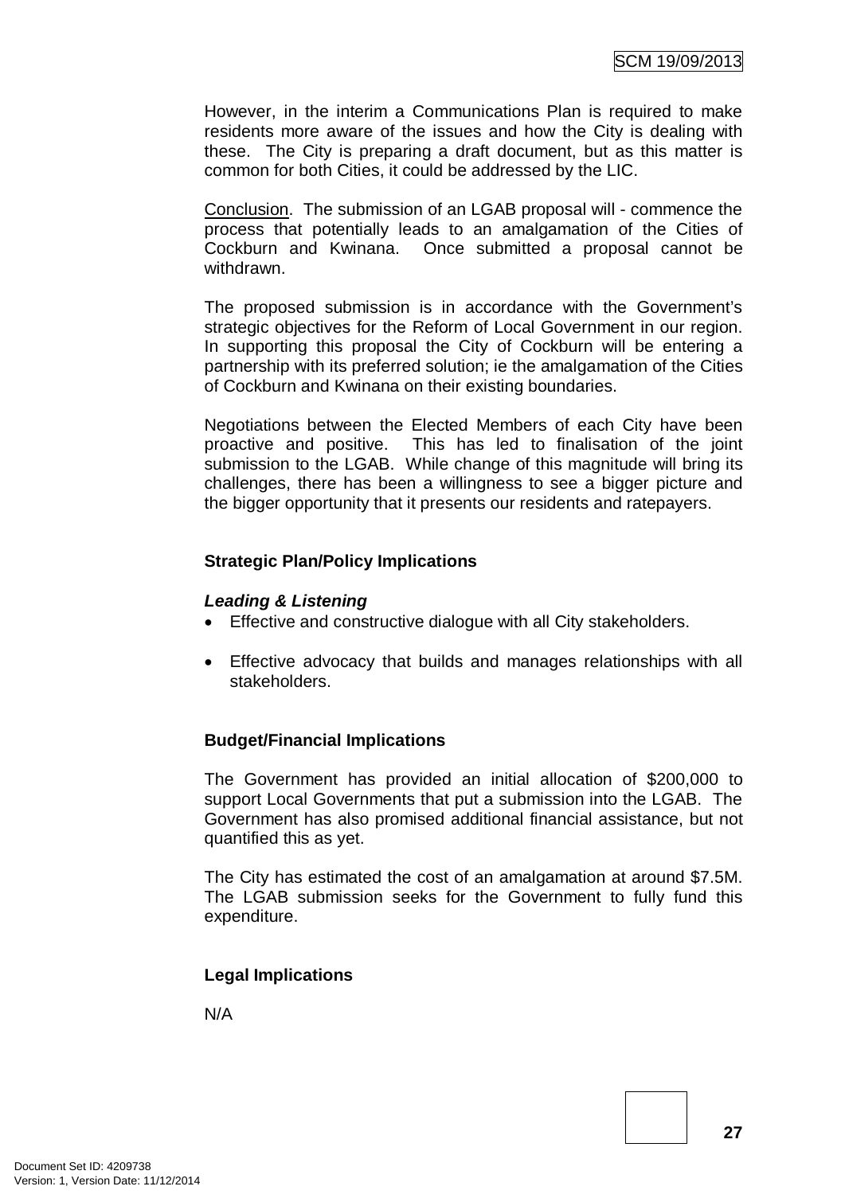However, in the interim a Communications Plan is required to make residents more aware of the issues and how the City is dealing with these. The City is preparing a draft document, but as this matter is common for both Cities, it could be addressed by the LIC.

Conclusion. The submission of an LGAB proposal will - commence the process that potentially leads to an amalgamation of the Cities of Cockburn and Kwinana. Once submitted a proposal cannot be withdrawn.

The proposed submission is in accordance with the Government's strategic objectives for the Reform of Local Government in our region. In supporting this proposal the City of Cockburn will be entering a partnership with its preferred solution; ie the amalgamation of the Cities of Cockburn and Kwinana on their existing boundaries.

Negotiations between the Elected Members of each City have been proactive and positive. This has led to finalisation of the joint submission to the LGAB. While change of this magnitude will bring its challenges, there has been a willingness to see a bigger picture and the bigger opportunity that it presents our residents and ratepayers.

**Strategic Plan/Policy Implications**

***Leading & Listening***

- Effective and constructive dialogue with all City stakeholders.
- Effective advocacy that builds and manages relationships with all stakeholders.

**Budget/Financial Implications**

The Government has provided an initial allocation of $200,000 to support Local Governments that put a submission into the LGAB. The Government has also promised additional financial assistance, but not quantified this as yet.

The City has estimated the cost of an amalgamation at around $7.5M. The LGAB submission seeks for the Government to fully fund this expenditure.

**Legal Implications**

N/A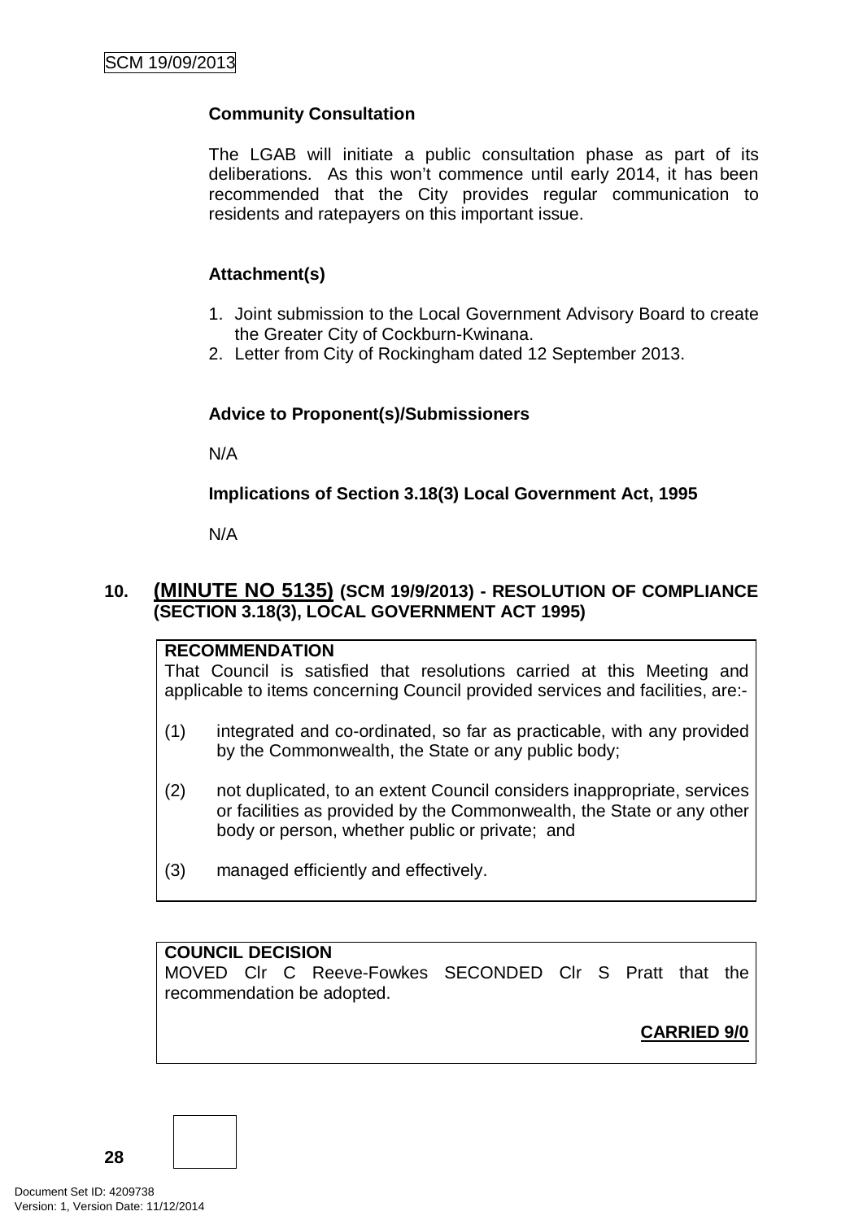**Community Consultation**

The LGAB will initiate a public consultation phase as part of its deliberations. As this won't commence until early 2014, it has been recommended that the City provides regular communication to residents and ratepayers on this important issue.

**Attachment(s)**

1. Joint submission to the Local Government Advisory Board to create the Greater City of Cockburn-Kwinana.
2. Letter from City of Rockingham dated 12 September 2013.

**Advice to Proponent(s)/Submissioners**

N/A

**Implications of Section 3.18(3) Local Government Act, 1995**

N/A

## 10. (MINUTE NO 5135) (SCM 19/9/2013) - RESOLUTION OF COMPLIANCE (SECTION 3.18(3), LOCAL GOVERNMENT ACT 1995)

**RECOMMENDATION**
That Council is satisfied that resolutions carried at this Meeting and applicable to items concerning Council provided services and facilities, are:-

(1) integrated and co-ordinated, so far as practicable, with any provided by the Commonwealth, the State or any public body;

(2) not duplicated, to an extent Council considers inappropriate, services or facilities as provided by the Commonwealth, the State or any other body or person, whether public or private; and

(3) managed efficiently and effectively.

**COUNCIL DECISION**
MOVED Clr C Reeve-Fowkes SECONDED Clr S Pratt that the recommendation be adopted.

**CARRIED 9/0**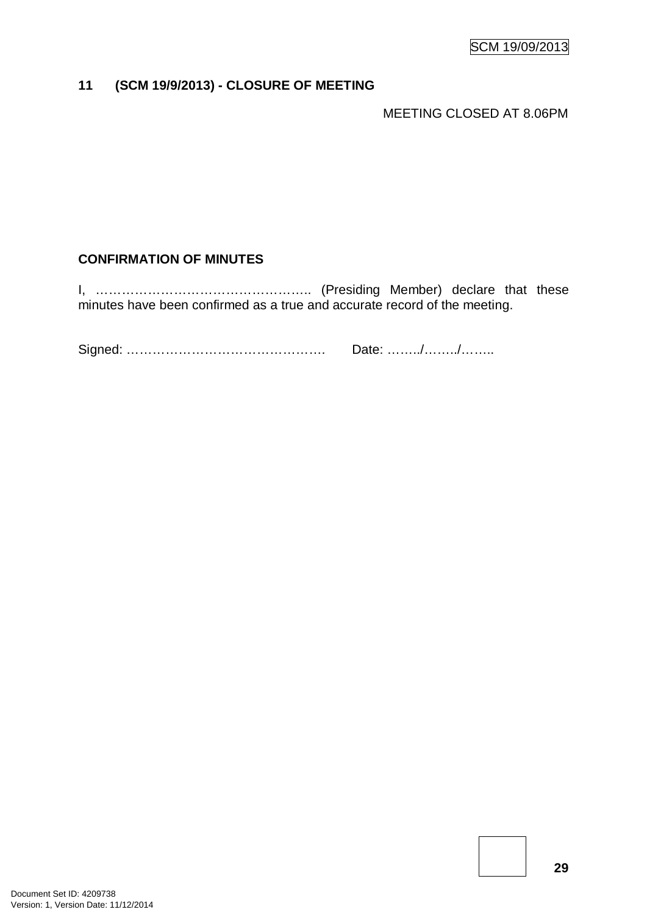## 11 (SCM 19/9/2013) - CLOSURE OF MEETING

MEETING CLOSED AT 8.06PM

**CONFIRMATION OF MINUTES**

I, ………………………………………….. (Presiding Member) declare that these minutes have been confirmed as a true and accurate record of the meeting.

Signed: ………………………………………. Date: ……../……../……..